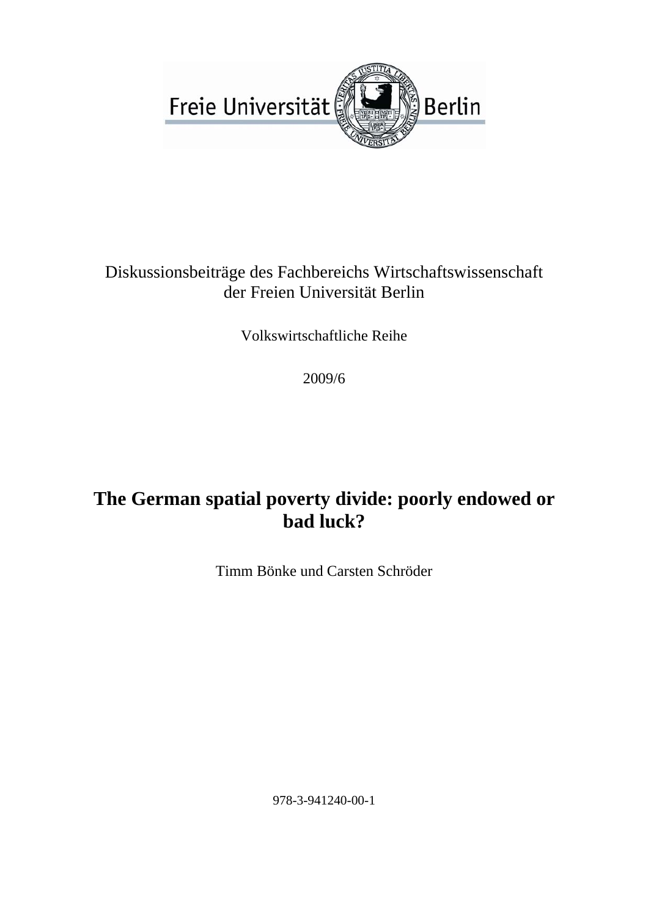Freie Universität Berlin

Diskussionsbeiträge des Fachbereichs Wirtschaftswissenschaft der Freien Universität Berlin

Volkswirtschaftliche Reihe

2009/6

# The German spatial poverty divide: poorly endowed or bad luck?

Timm Bönke und Carsten Schröder

978-3-941240-00-1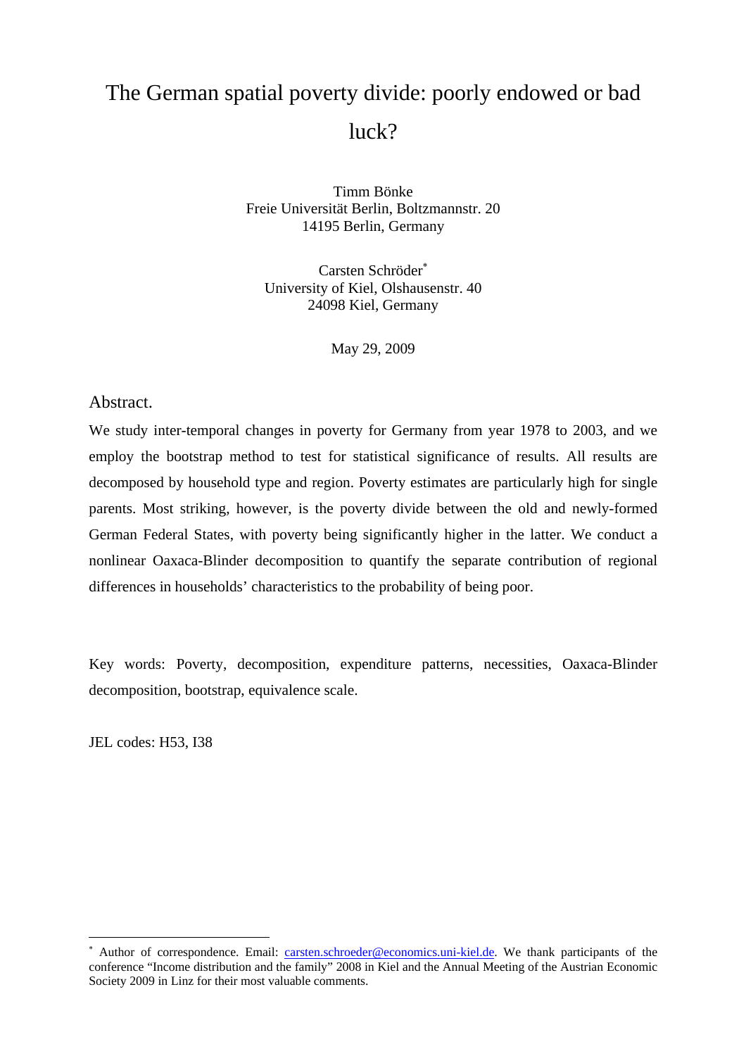# The German spatial poverty divide: poorly endowed or bad luck?

Timm Bönke
Freie Universität Berlin, Boltzmannstr. 20
14195 Berlin, Germany

Carsten Schröder*
University of Kiel, Olshausenstr. 40
24098 Kiel, Germany

May 29, 2009

## Abstract.

We study inter-temporal changes in poverty for Germany from year 1978 to 2003, and we employ the bootstrap method to test for statistical significance of results. All results are decomposed by household type and region. Poverty estimates are particularly high for single parents. Most striking, however, is the poverty divide between the old and newly-formed German Federal States, with poverty being significantly higher in the latter. We conduct a nonlinear Oaxaca-Blinder decomposition to quantify the separate contribution of regional differences in households' characteristics to the probability of being poor.

Key words: Poverty, decomposition, expenditure patterns, necessities, Oaxaca-Blinder decomposition, bootstrap, equivalence scale.

JEL codes: H53, I38

---

* Author of correspondence. Email: carsten.schroeder@economics.uni-kiel.de. We thank participants of the conference "Income distribution and the family" 2008 in Kiel and the Annual Meeting of the Austrian Economic Society 2009 in Linz for their most valuable comments.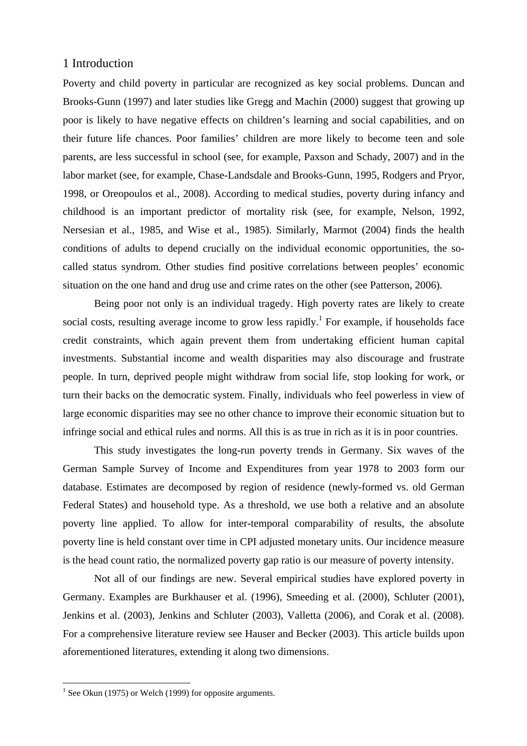# 1 Introduction

Poverty and child poverty in particular are recognized as key social problems. Duncan and Brooks-Gunn (1997) and later studies like Gregg and Machin (2000) suggest that growing up poor is likely to have negative effects on children's learning and social capabilities, and on their future life chances. Poor families' children are more likely to become teen and sole parents, are less successful in school (see, for example, Paxson and Schady, 2007) and in the labor market (see, for example, Chase-Landsdale and Brooks-Gunn, 1995, Rodgers and Pryor, 1998, or Oreopoulos et al., 2008). According to medical studies, poverty during infancy and childhood is an important predictor of mortality risk (see, for example, Nelson, 1992, Nersesian et al., 1985, and Wise et al., 1985). Similarly, Marmot (2004) finds the health conditions of adults to depend crucially on the individual economic opportunities, the so-called status syndrom. Other studies find positive correlations between peoples' economic situation on the one hand and drug use and crime rates on the other (see Patterson, 2006).

Being poor not only is an individual tragedy. High poverty rates are likely to create social costs, resulting average income to grow less rapidly.[1] For example, if households face credit constraints, which again prevent them from undertaking efficient human capital investments. Substantial income and wealth disparities may also discourage and frustrate people. In turn, deprived people might withdraw from social life, stop looking for work, or turn their backs on the democratic system. Finally, individuals who feel powerless in view of large economic disparities may see no other chance to improve their economic situation but to infringe social and ethical rules and norms. All this is as true in rich as it is in poor countries.

This study investigates the long-run poverty trends in Germany. Six waves of the German Sample Survey of Income and Expenditures from year 1978 to 2003 form our database. Estimates are decomposed by region of residence (newly-formed vs. old German Federal States) and household type. As a threshold, we use both a relative and an absolute poverty line applied. To allow for inter-temporal comparability of results, the absolute poverty line is held constant over time in CPI adjusted monetary units. Our incidence measure is the head count ratio, the normalized poverty gap ratio is our measure of poverty intensity.

Not all of our findings are new. Several empirical studies have explored poverty in Germany. Examples are Burkhauser et al. (1996), Smeeding et al. (2000), Schluter (2001), Jenkins et al. (2003), Jenkins and Schluter (2003), Valletta (2006), and Corak et al. (2008). For a comprehensive literature review see Hauser and Becker (2003). This article builds upon aforementioned literatures, extending it along two dimensions.

[1] See Okun (1975) or Welch (1999) for opposite arguments.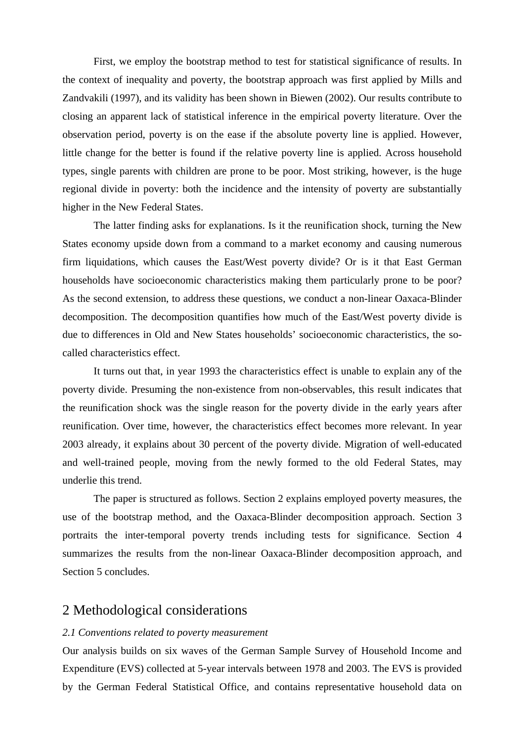First, we employ the bootstrap method to test for statistical significance of results. In the context of inequality and poverty, the bootstrap approach was first applied by Mills and Zandvakili (1997), and its validity has been shown in Biewen (2002). Our results contribute to closing an apparent lack of statistical inference in the empirical poverty literature. Over the observation period, poverty is on the ease if the absolute poverty line is applied. However, little change for the better is found if the relative poverty line is applied. Across household types, single parents with children are prone to be poor. Most striking, however, is the huge regional divide in poverty: both the incidence and the intensity of poverty are substantially higher in the New Federal States.

The latter finding asks for explanations. Is it the reunification shock, turning the New States economy upside down from a command to a market economy and causing numerous firm liquidations, which causes the East/West poverty divide? Or is it that East German households have socioeconomic characteristics making them particularly prone to be poor? As the second extension, to address these questions, we conduct a non-linear Oaxaca-Blinder decomposition. The decomposition quantifies how much of the East/West poverty divide is due to differences in Old and New States households' socioeconomic characteristics, the so-called characteristics effect.

It turns out that, in year 1993 the characteristics effect is unable to explain any of the poverty divide. Presuming the non-existence from non-observables, this result indicates that the reunification shock was the single reason for the poverty divide in the early years after reunification. Over time, however, the characteristics effect becomes more relevant. In year 2003 already, it explains about 30 percent of the poverty divide. Migration of well-educated and well-trained people, moving from the newly formed to the old Federal States, may underlie this trend.

The paper is structured as follows. Section 2 explains employed poverty measures, the use of the bootstrap method, and the Oaxaca-Blinder decomposition approach. Section 3 portraits the inter-temporal poverty trends including tests for significance. Section 4 summarizes the results from the non-linear Oaxaca-Blinder decomposition approach, and Section 5 concludes.

## 2 Methodological considerations

### *2.1 Conventions related to poverty measurement*

Our analysis builds on six waves of the German Sample Survey of Household Income and Expenditure (EVS) collected at 5-year intervals between 1978 and 2003. The EVS is provided by the German Federal Statistical Office, and contains representative household data on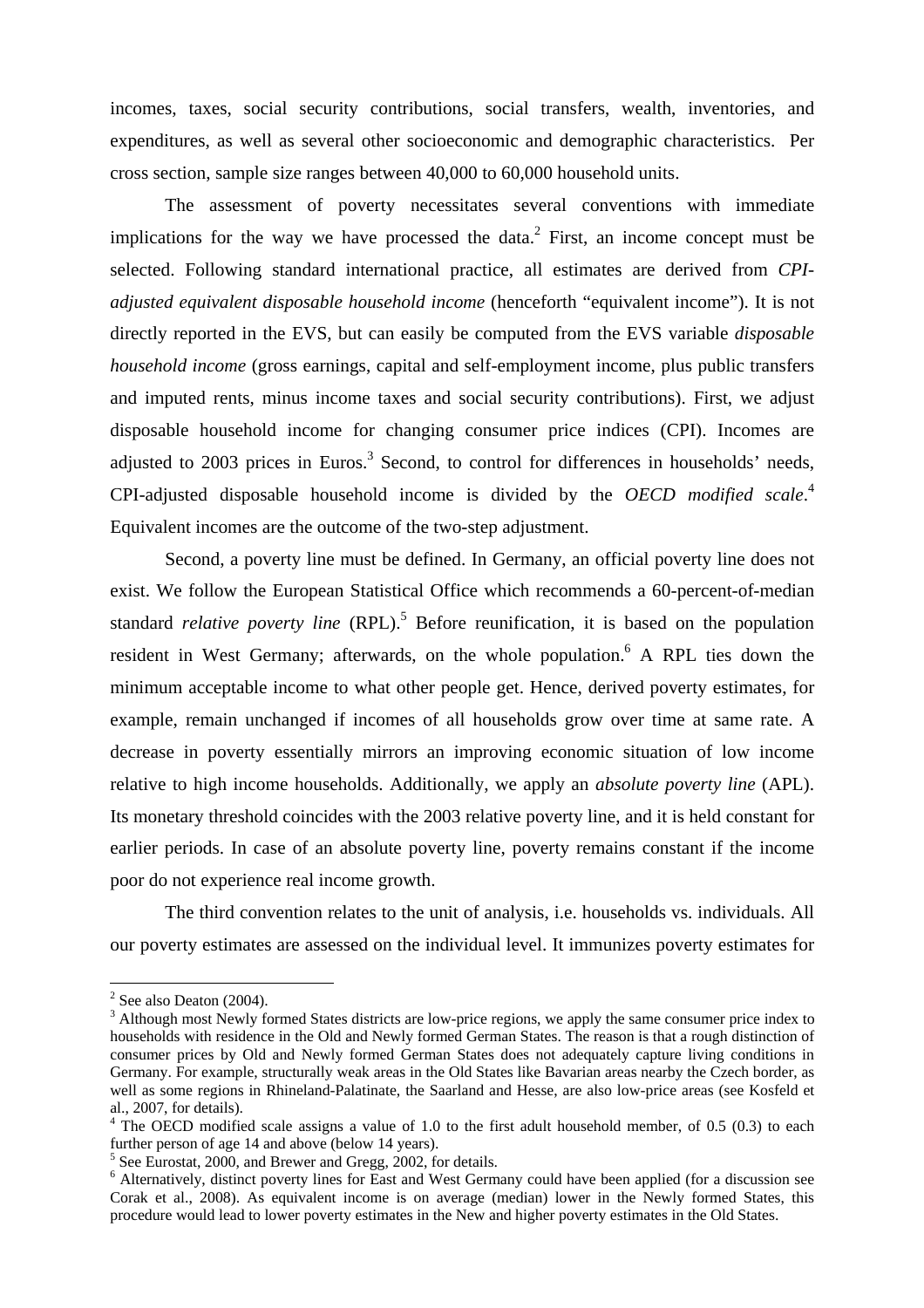incomes, taxes, social security contributions, social transfers, wealth, inventories, and expenditures, as well as several other socioeconomic and demographic characteristics. Per cross section, sample size ranges between 40,000 to 60,000 household units.

The assessment of poverty necessitates several conventions with immediate implications for the way we have processed the data.[2] First, an income concept must be selected. Following standard international practice, all estimates are derived from *CPI-adjusted equivalent disposable household income* (henceforth "equivalent income"). It is not directly reported in the EVS, but can easily be computed from the EVS variable *disposable household income* (gross earnings, capital and self-employment income, plus public transfers and imputed rents, minus income taxes and social security contributions). First, we adjust disposable household income for changing consumer price indices (CPI). Incomes are adjusted to 2003 prices in Euros.[3] Second, to control for differences in households' needs, CPI-adjusted disposable household income is divided by the *OECD modified scale*.[4] Equivalent incomes are the outcome of the two-step adjustment.

Second, a poverty line must be defined. In Germany, an official poverty line does not exist. We follow the European Statistical Office which recommends a 60-percent-of-median standard *relative poverty line* (RPL).[5] Before reunification, it is based on the population resident in West Germany; afterwards, on the whole population.[6] A RPL ties down the minimum acceptable income to what other people get. Hence, derived poverty estimates, for example, remain unchanged if incomes of all households grow over time at same rate. A decrease in poverty essentially mirrors an improving economic situation of low income relative to high income households. Additionally, we apply an *absolute poverty line* (APL). Its monetary threshold coincides with the 2003 relative poverty line, and it is held constant for earlier periods. In case of an absolute poverty line, poverty remains constant if the income poor do not experience real income growth.

The third convention relates to the unit of analysis, i.e. households vs. individuals. All our poverty estimates are assessed on the individual level. It immunizes poverty estimates for

---

[2] See also Deaton (2004).

[3] Although most Newly formed States districts are low-price regions, we apply the same consumer price index to households with residence in the Old and Newly formed German States. The reason is that a rough distinction of consumer prices by Old and Newly formed German States does not adequately capture living conditions in Germany. For example, structurally weak areas in the Old States like Bavarian areas nearby the Czech border, as well as some regions in Rhineland-Palatinate, the Saarland and Hesse, are also low-price areas (see Kosfeld et al., 2007, for details).

[4] The OECD modified scale assigns a value of 1.0 to the first adult household member, of 0.5 (0.3) to each further person of age 14 and above (below 14 years).

[5] See Eurostat, 2000, and Brewer and Gregg, 2002, for details.

[6] Alternatively, distinct poverty lines for East and West Germany could have been applied (for a discussion see Corak et al., 2008). As equivalent income is on average (median) lower in the Newly formed States, this procedure would lead to lower poverty estimates in the New and higher poverty estimates in the Old States.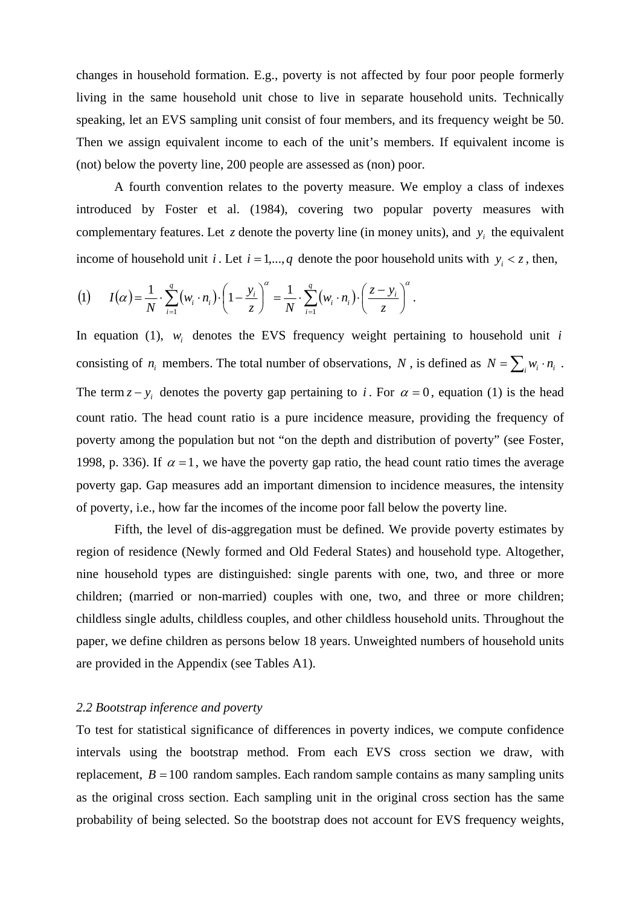changes in household formation. E.g., poverty is not affected by four poor people formerly living in the same household unit chose to live in separate household units. Technically speaking, let an EVS sampling unit consist of four members, and its frequency weight be 50. Then we assign equivalent income to each of the unit's members. If equivalent income is (not) below the poverty line, 200 people are assessed as (non) poor.

A fourth convention relates to the poverty measure. We employ a class of indexes introduced by Foster et al. (1984), covering two popular poverty measures with complementary features. Let $z$ denote the poverty line (in money units), and $y_i$ the equivalent income of household unit $i$. Let $i = 1,...,q$ denote the poor household units with $y_i < z$, then,

$$(1) \qquad I(\alpha) = \frac{1}{N} \cdot \sum_{i=1}^{q} (w_i \cdot n_i) \cdot \left(1 - \frac{y_i}{z}\right)^{\alpha} = \frac{1}{N} \cdot \sum_{i=1}^{q} (w_i \cdot n_i) \cdot \left(\frac{z - y_i}{z}\right)^{\alpha}.$$

In equation (1), $w_i$ denotes the EVS frequency weight pertaining to household unit $i$ consisting of $n_i$ members. The total number of observations, $N$, is defined as $N = \sum_i w_i \cdot n_i$. The term $z - y_i$ denotes the poverty gap pertaining to $i$. For $\alpha = 0$, equation (1) is the head count ratio. The head count ratio is a pure incidence measure, providing the frequency of poverty among the population but not "on the depth and distribution of poverty" (see Foster, 1998, p. 336). If $\alpha = 1$, we have the poverty gap ratio, the head count ratio times the average poverty gap. Gap measures add an important dimension to incidence measures, the intensity of poverty, i.e., how far the incomes of the income poor fall below the poverty line.

Fifth, the level of dis-aggregation must be defined. We provide poverty estimates by region of residence (Newly formed and Old Federal States) and household type. Altogether, nine household types are distinguished: single parents with one, two, and three or more children; (married or non-married) couples with one, two, and three or more children; childless single adults, childless couples, and other childless household units. Throughout the paper, we define children as persons below 18 years. Unweighted numbers of household units are provided in the Appendix (see Tables A1).

### *2.2 Bootstrap inference and poverty*

To test for statistical significance of differences in poverty indices, we compute confidence intervals using the bootstrap method. From each EVS cross section we draw, with replacement, $B = 100$ random samples. Each random sample contains as many sampling units as the original cross section. Each sampling unit in the original cross section has the same probability of being selected. So the bootstrap does not account for EVS frequency weights,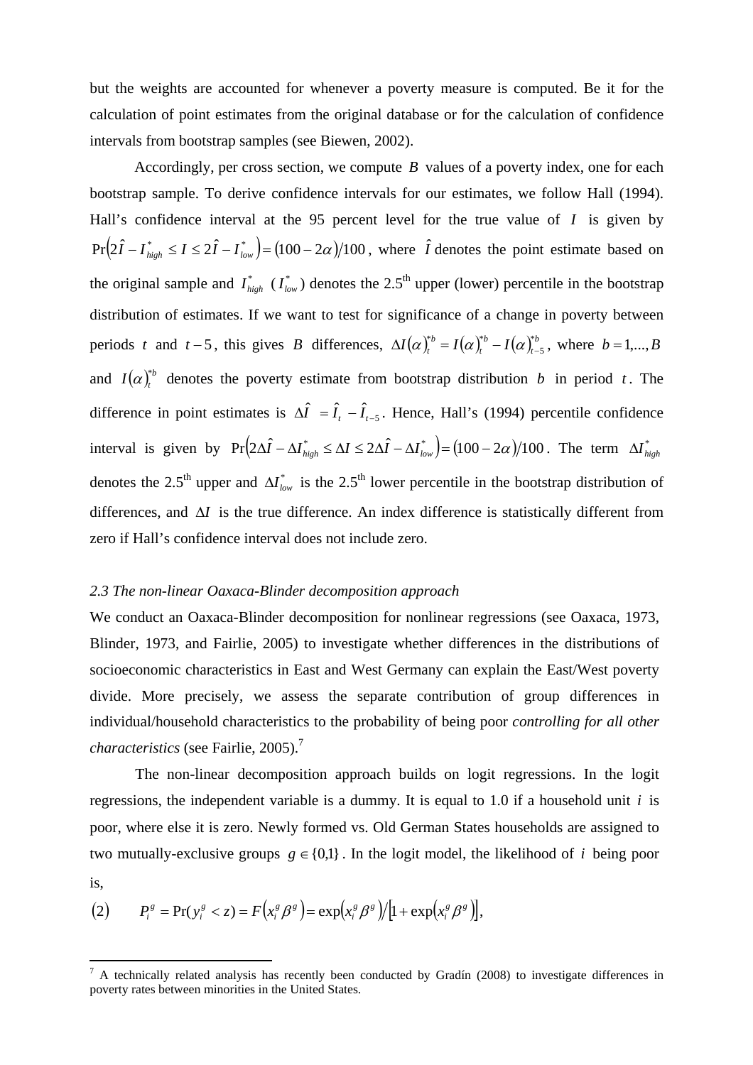but the weights are accounted for whenever a poverty measure is computed. Be it for the calculation of point estimates from the original database or for the calculation of confidence intervals from bootstrap samples (see Biewen, 2002).

Accordingly, per cross section, we compute $B$ values of a poverty index, one for each bootstrap sample. To derive confidence intervals for our estimates, we follow Hall (1994). Hall's confidence interval at the 95 percent level for the true value of $I$ is given by $\Pr\left(2\hat{I} - I^*_{high} \leq I \leq 2\hat{I} - I^*_{low}\right) = (100 - 2\alpha)/100$, where $\hat{I}$ denotes the point estimate based on the original sample and $I^*_{high}$ ($I^*_{low}$) denotes the 2.5th upper (lower) percentile in the bootstrap distribution of estimates. If we want to test for significance of a change in poverty between periods $t$ and $t-5$, this gives $B$ differences, $\Delta I(\alpha)^{*b}_t = I(\alpha)^{*b}_t - I(\alpha)^{*b}_{t-5}$, where $b = 1,...,B$ and $I(\alpha)^{*b}_t$ denotes the poverty estimate from bootstrap distribution $b$ in period $t$. The difference in point estimates is $\Delta\hat{I} = \hat{I}_t - \hat{I}_{t-5}$. Hence, Hall's (1994) percentile confidence interval is given by $\Pr\left(2\Delta\hat{I} - \Delta I^*_{high} \leq \Delta I \leq 2\Delta\hat{I} - \Delta I^*_{low}\right) = (100 - 2\alpha)/100$. The term $\Delta I^*_{high}$ denotes the 2.5th upper and $\Delta I^*_{low}$ is the 2.5th lower percentile in the bootstrap distribution of differences, and $\Delta I$ is the true difference. An index difference is statistically different from zero if Hall's confidence interval does not include zero.

*2.3 The non-linear Oaxaca-Blinder decomposition approach*

We conduct an Oaxaca-Blinder decomposition for nonlinear regressions (see Oaxaca, 1973, Blinder, 1973, and Fairlie, 2005) to investigate whether differences in the distributions of socioeconomic characteristics in East and West Germany can explain the East/West poverty divide. More precisely, we assess the separate contribution of group differences in individual/household characteristics to the probability of being poor *controlling for all other characteristics* (see Fairlie, 2005).[7]

The non-linear decomposition approach builds on logit regressions. In the logit regressions, the independent variable is a dummy. It is equal to 1.0 if a household unit $i$ is poor, where else it is zero. Newly formed vs. Old German States households are assigned to two mutually-exclusive groups $g \in \{0,1\}$. In the logit model, the likelihood of $i$ being poor is,

$$(2) \qquad P^g_i = \Pr(y^g_i < z) = F\left(x^g_i \beta^g\right) = \exp\left(x^g_i \beta^g\right) / \left[1 + \exp\left(x^g_i \beta^g\right)\right],$$

[7] A technically related analysis has recently been conducted by Gradín (2008) to investigate differences in poverty rates between minorities in the United States.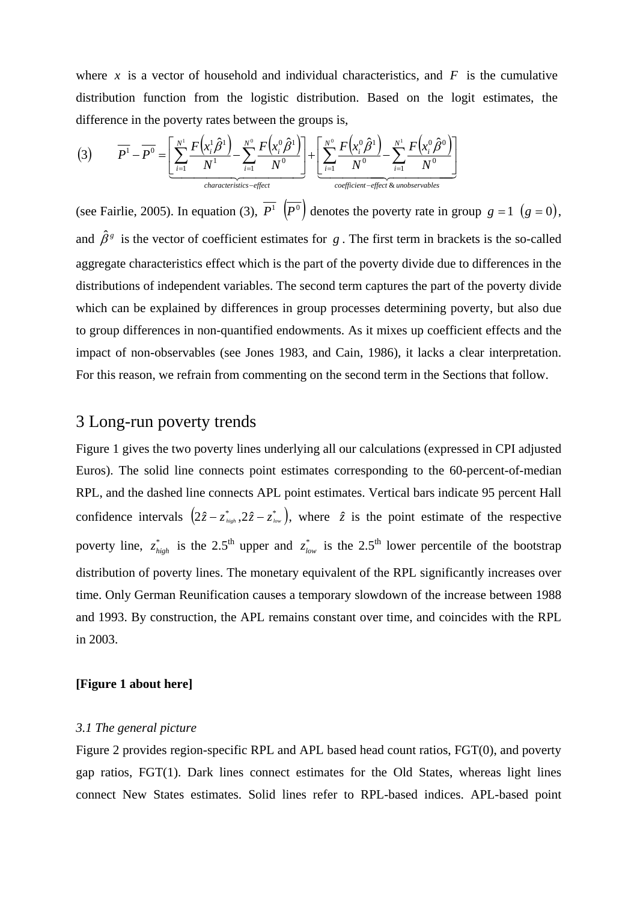where $x$ is a vector of household and individual characteristics, and $F$ is the cumulative distribution function from the logistic distribution. Based on the logit estimates, the difference in the poverty rates between the groups is,

$$(3) \qquad \overline{P^1} - \overline{P^0} = \underbrace{\left[ \sum_{i=1}^{N^1} \frac{F\left(x_i^1 \hat{\beta}^1\right)}{N^1} - \sum_{i=1}^{N^0} \frac{F\left(x_i^0 \hat{\beta}^1\right)}{N^0} \right]}_{characteristics-effect} + \underbrace{\left[ \sum_{i=1}^{N^0} \frac{F\left(x_i^0 \hat{\beta}^1\right)}{N^0} - \sum_{i=1}^{N^1} \frac{F\left(x_i^0 \hat{\beta}^0\right)}{N^0} \right]}_{coefficient-effect \,\&\, unobservables}$$

(see Fairlie, 2005). In equation (3), $\overline{P^1}$ $\left(\overline{P^0}\right)$ denotes the poverty rate in group $g=1$ $(g=0)$, and $\hat{\beta}^g$ is the vector of coefficient estimates for $g$. The first term in brackets is the so-called aggregate characteristics effect which is the part of the poverty divide due to differences in the distributions of independent variables. The second term captures the part of the poverty divide which can be explained by differences in group processes determining poverty, but also due to group differences in non-quantified endowments. As it mixes up coefficient effects and the impact of non-observables (see Jones 1983, and Cain, 1986), it lacks a clear interpretation. For this reason, we refrain from commenting on the second term in the Sections that follow.

## 3 Long-run poverty trends

Figure 1 gives the two poverty lines underlying all our calculations (expressed in CPI adjusted Euros). The solid line connects point estimates corresponding to the 60-percent-of-median RPL, and the dashed line connects APL point estimates. Vertical bars indicate 95 percent Hall confidence intervals $\left(2\hat{z} - z^*_{high}, 2\hat{z} - z^*_{low}\right)$, where $\hat{z}$ is the point estimate of the respective poverty line, $z^*_{high}$ is the 2.5th upper and $z^*_{low}$ is the 2.5th lower percentile of the bootstrap distribution of poverty lines. The monetary equivalent of the RPL significantly increases over time. Only German Reunification causes a temporary slowdown of the increase between 1988 and 1993. By construction, the APL remains constant over time, and coincides with the RPL in 2003.

**[Figure 1 about here]**

### *3.1 The general picture*

Figure 2 provides region-specific RPL and APL based head count ratios, FGT(0), and poverty gap ratios, FGT(1). Dark lines connect estimates for the Old States, whereas light lines connect New States estimates. Solid lines refer to RPL-based indices. APL-based point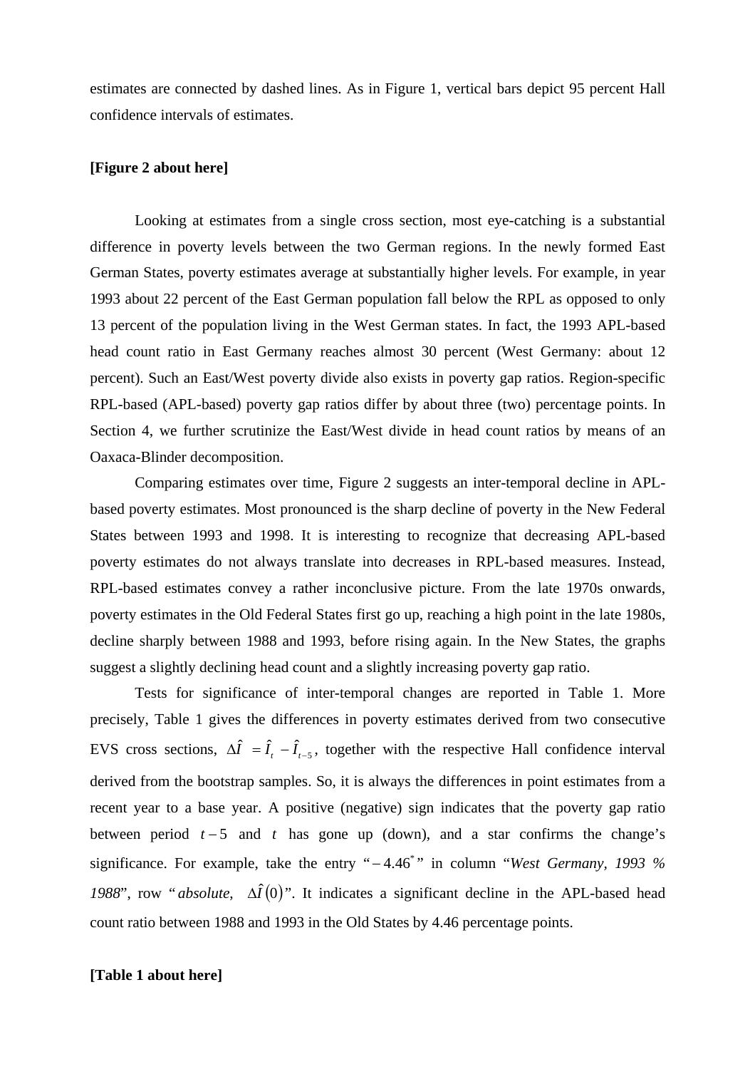estimates are connected by dashed lines. As in Figure 1, vertical bars depict 95 percent Hall confidence intervals of estimates.

**[Figure 2 about here]**

Looking at estimates from a single cross section, most eye-catching is a substantial difference in poverty levels between the two German regions. In the newly formed East German States, poverty estimates average at substantially higher levels. For example, in year 1993 about 22 percent of the East German population fall below the RPL as opposed to only 13 percent of the population living in the West German states. In fact, the 1993 APL-based head count ratio in East Germany reaches almost 30 percent (West Germany: about 12 percent). Such an East/West poverty divide also exists in poverty gap ratios. Region-specific RPL-based (APL-based) poverty gap ratios differ by about three (two) percentage points. In Section 4, we further scrutinize the East/West divide in head count ratios by means of an Oaxaca-Blinder decomposition.

Comparing estimates over time, Figure 2 suggests an inter-temporal decline in APL-based poverty estimates. Most pronounced is the sharp decline of poverty in the New Federal States between 1993 and 1998. It is interesting to recognize that decreasing APL-based poverty estimates do not always translate into decreases in RPL-based measures. Instead, RPL-based estimates convey a rather inconclusive picture. From the late 1970s onwards, poverty estimates in the Old Federal States first go up, reaching a high point in the late 1980s, decline sharply between 1988 and 1993, before rising again. In the New States, the graphs suggest a slightly declining head count and a slightly increasing poverty gap ratio.

Tests for significance of inter-temporal changes are reported in Table 1. More precisely, Table 1 gives the differences in poverty estimates derived from two consecutive EVS cross sections, $\Delta\hat{I} = \hat{I}_t - \hat{I}_{t-5}$, together with the respective Hall confidence interval derived from the bootstrap samples. So, it is always the differences in point estimates from a recent year to a base year. A positive (negative) sign indicates that the poverty gap ratio between period $t-5$ and $t$ has gone up (down), and a star confirms the change's significance. For example, take the entry "$-4.46^{*}$" in column "*West Germany, 1993 % 1988*", row "*absolute*, $\Delta\hat{I}(0)$". It indicates a significant decline in the APL-based head count ratio between 1988 and 1993 in the Old States by 4.46 percentage points.

**[Table 1 about here]**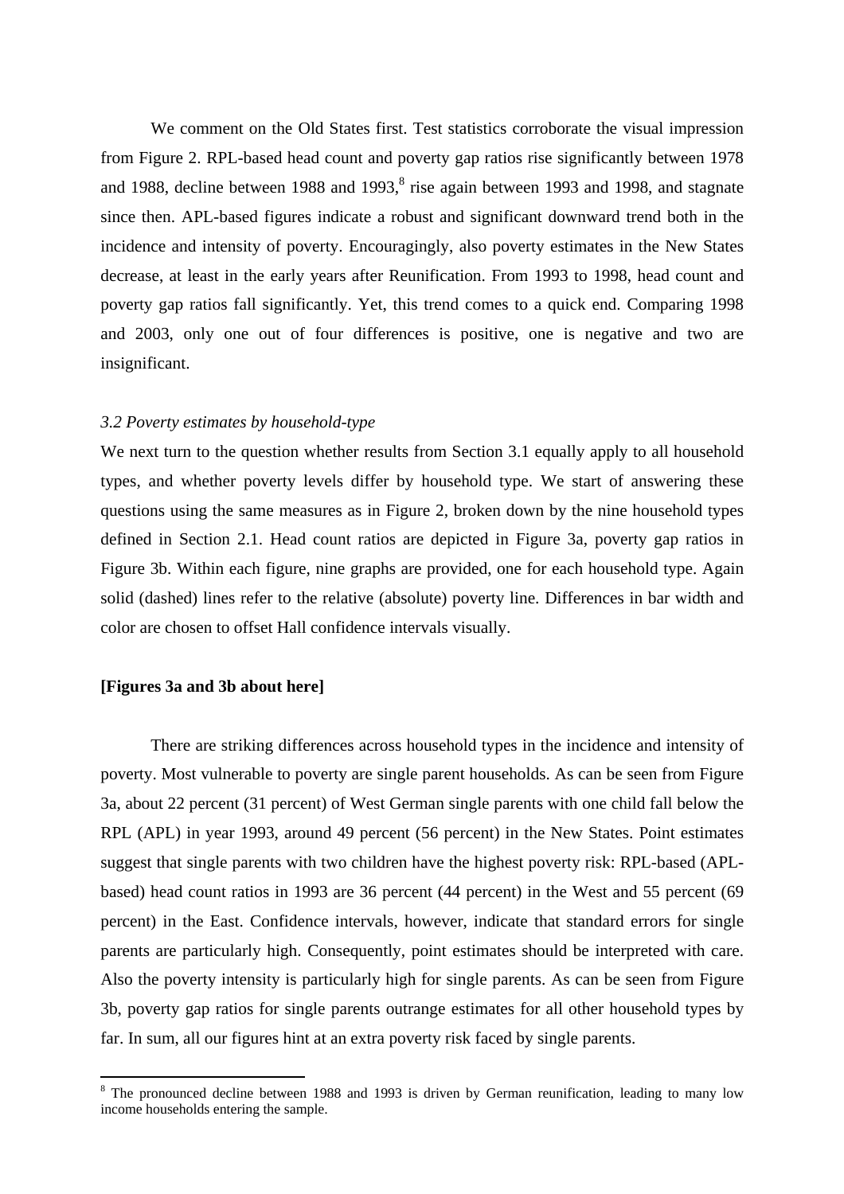We comment on the Old States first. Test statistics corroborate the visual impression from Figure 2. RPL-based head count and poverty gap ratios rise significantly between 1978 and 1988, decline between 1988 and 1993,[8] rise again between 1993 and 1998, and stagnate since then. APL-based figures indicate a robust and significant downward trend both in the incidence and intensity of poverty. Encouragingly, also poverty estimates in the New States decrease, at least in the early years after Reunification. From 1993 to 1998, head count and poverty gap ratios fall significantly. Yet, this trend comes to a quick end. Comparing 1998 and 2003, only one out of four differences is positive, one is negative and two are insignificant.

### *3.2 Poverty estimates by household-type*

We next turn to the question whether results from Section 3.1 equally apply to all household types, and whether poverty levels differ by household type. We start of answering these questions using the same measures as in Figure 2, broken down by the nine household types defined in Section 2.1. Head count ratios are depicted in Figure 3a, poverty gap ratios in Figure 3b. Within each figure, nine graphs are provided, one for each household type. Again solid (dashed) lines refer to the relative (absolute) poverty line. Differences in bar width and color are chosen to offset Hall confidence intervals visually.

**[Figures 3a and 3b about here]**

There are striking differences across household types in the incidence and intensity of poverty. Most vulnerable to poverty are single parent households. As can be seen from Figure 3a, about 22 percent (31 percent) of West German single parents with one child fall below the RPL (APL) in year 1993, around 49 percent (56 percent) in the New States. Point estimates suggest that single parents with two children have the highest poverty risk: RPL-based (APL-based) head count ratios in 1993 are 36 percent (44 percent) in the West and 55 percent (69 percent) in the East. Confidence intervals, however, indicate that standard errors for single parents are particularly high. Consequently, point estimates should be interpreted with care. Also the poverty intensity is particularly high for single parents. As can be seen from Figure 3b, poverty gap ratios for single parents outrange estimates for all other household types by far. In sum, all our figures hint at an extra poverty risk faced by single parents.

---

[8] The pronounced decline between 1988 and 1993 is driven by German reunification, leading to many low income households entering the sample.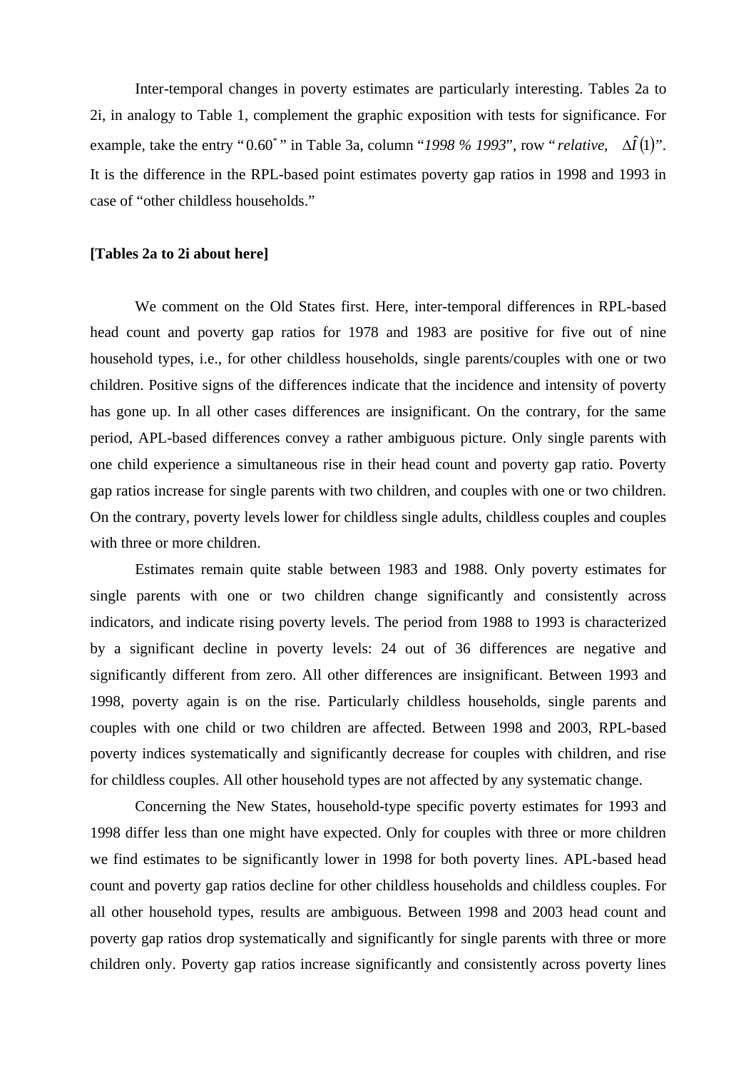Inter-temporal changes in poverty estimates are particularly interesting. Tables 2a to 2i, in analogy to Table 1, complement the graphic exposition with tests for significance. For example, take the entry "$0.60^{*}$" in Table 3a, column "*1998 % 1993*", row "*relative*, $\Delta\hat{I}(1)$". It is the difference in the RPL-based point estimates poverty gap ratios in 1998 and 1993 in case of "other childless households."

**[Tables 2a to 2i about here]**

We comment on the Old States first. Here, inter-temporal differences in RPL-based head count and poverty gap ratios for 1978 and 1983 are positive for five out of nine household types, i.e., for other childless households, single parents/couples with one or two children. Positive signs of the differences indicate that the incidence and intensity of poverty has gone up. In all other cases differences are insignificant. On the contrary, for the same period, APL-based differences convey a rather ambiguous picture. Only single parents with one child experience a simultaneous rise in their head count and poverty gap ratio. Poverty gap ratios increase for single parents with two children, and couples with one or two children. On the contrary, poverty levels lower for childless single adults, childless couples and couples with three or more children.

Estimates remain quite stable between 1983 and 1988. Only poverty estimates for single parents with one or two children change significantly and consistently across indicators, and indicate rising poverty levels. The period from 1988 to 1993 is characterized by a significant decline in poverty levels: 24 out of 36 differences are negative and significantly different from zero. All other differences are insignificant. Between 1993 and 1998, poverty again is on the rise. Particularly childless households, single parents and couples with one child or two children are affected. Between 1998 and 2003, RPL-based poverty indices systematically and significantly decrease for couples with children, and rise for childless couples. All other household types are not affected by any systematic change.

Concerning the New States, household-type specific poverty estimates for 1993 and 1998 differ less than one might have expected. Only for couples with three or more children we find estimates to be significantly lower in 1998 for both poverty lines. APL-based head count and poverty gap ratios decline for other childless households and childless couples. For all other household types, results are ambiguous. Between 1998 and 2003 head count and poverty gap ratios drop systematically and significantly for single parents with three or more children only. Poverty gap ratios increase significantly and consistently across poverty lines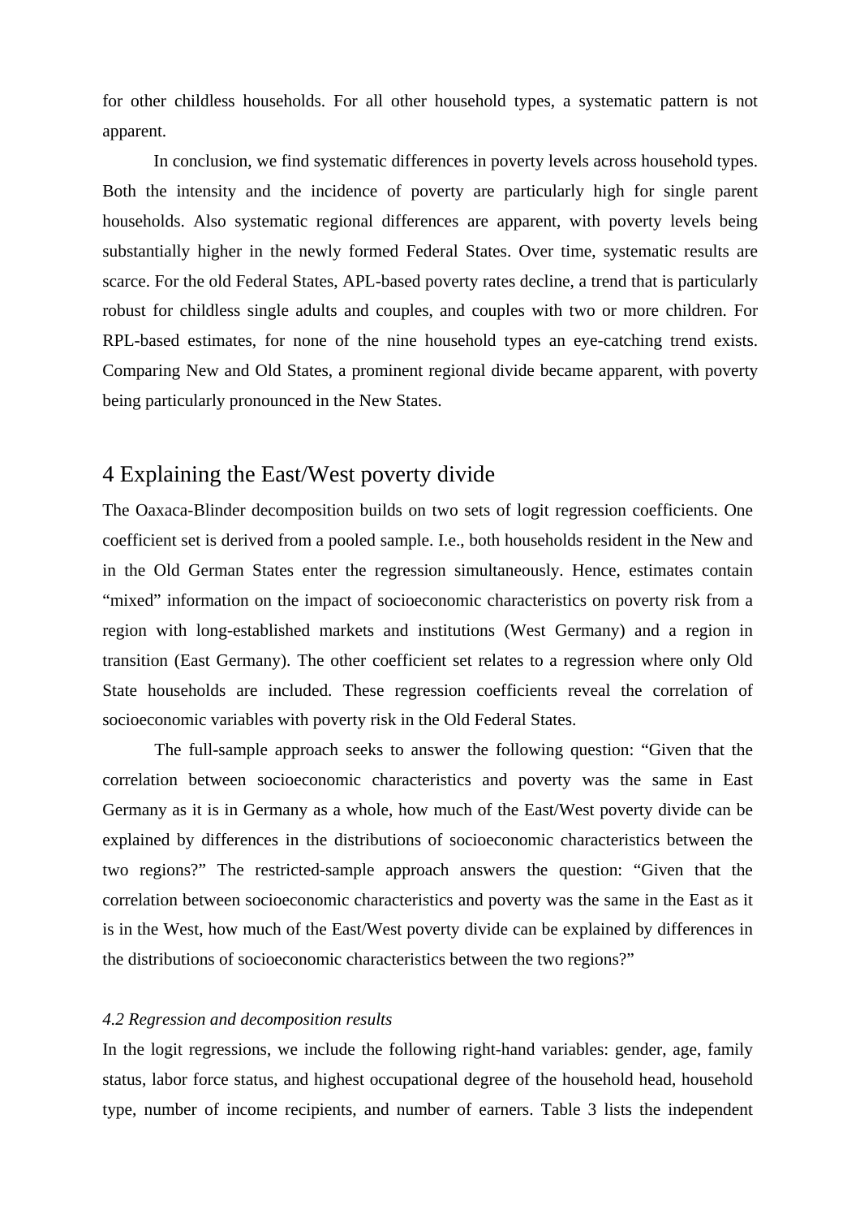for other childless households. For all other household types, a systematic pattern is not apparent.

In conclusion, we find systematic differences in poverty levels across household types. Both the intensity and the incidence of poverty are particularly high for single parent households. Also systematic regional differences are apparent, with poverty levels being substantially higher in the newly formed Federal States. Over time, systematic results are scarce. For the old Federal States, APL-based poverty rates decline, a trend that is particularly robust for childless single adults and couples, and couples with two or more children. For RPL-based estimates, for none of the nine household types an eye-catching trend exists. Comparing New and Old States, a prominent regional divide became apparent, with poverty being particularly pronounced in the New States.

# 4 Explaining the East/West poverty divide

The Oaxaca-Blinder decomposition builds on two sets of logit regression coefficients. One coefficient set is derived from a pooled sample. I.e., both households resident in the New and in the Old German States enter the regression simultaneously. Hence, estimates contain "mixed" information on the impact of socioeconomic characteristics on poverty risk from a region with long-established markets and institutions (West Germany) and a region in transition (East Germany). The other coefficient set relates to a regression where only Old State households are included. These regression coefficients reveal the correlation of socioeconomic variables with poverty risk in the Old Federal States.

The full-sample approach seeks to answer the following question: "Given that the correlation between socioeconomic characteristics and poverty was the same in East Germany as it is in Germany as a whole, how much of the East/West poverty divide can be explained by differences in the distributions of socioeconomic characteristics between the two regions?" The restricted-sample approach answers the question: "Given that the correlation between socioeconomic characteristics and poverty was the same in the East as it is in the West, how much of the East/West poverty divide can be explained by differences in the distributions of socioeconomic characteristics between the two regions?"

### *4.2 Regression and decomposition results*

In the logit regressions, we include the following right-hand variables: gender, age, family status, labor force status, and highest occupational degree of the household head, household type, number of income recipients, and number of earners. Table 3 lists the independent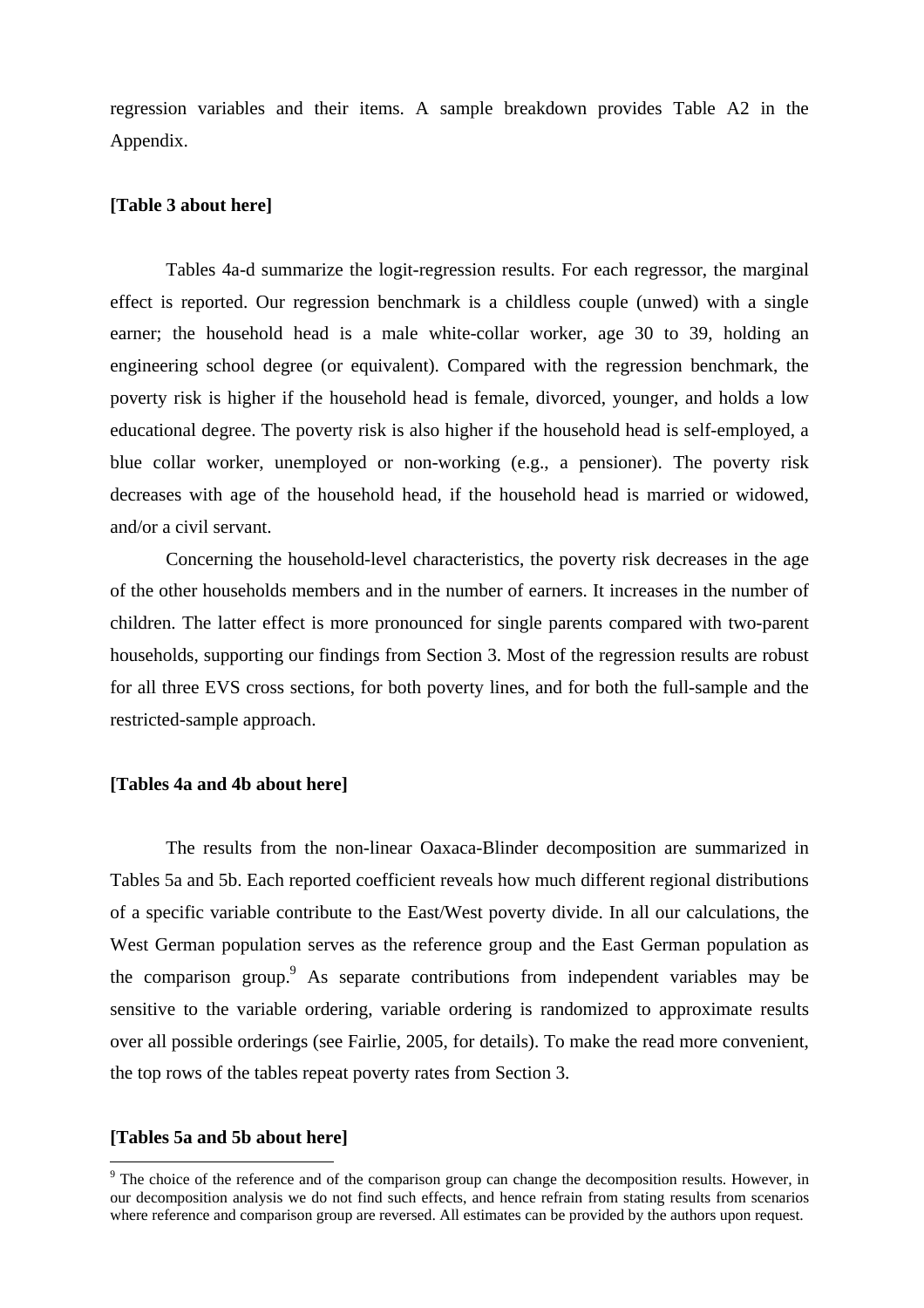regression variables and their items. A sample breakdown provides Table A2 in the Appendix.

**[Table 3 about here]**

Tables 4a-d summarize the logit-regression results. For each regressor, the marginal effect is reported. Our regression benchmark is a childless couple (unwed) with a single earner; the household head is a male white-collar worker, age 30 to 39, holding an engineering school degree (or equivalent). Compared with the regression benchmark, the poverty risk is higher if the household head is female, divorced, younger, and holds a low educational degree. The poverty risk is also higher if the household head is self-employed, a blue collar worker, unemployed or non-working (e.g., a pensioner). The poverty risk decreases with age of the household head, if the household head is married or widowed, and/or a civil servant.

Concerning the household-level characteristics, the poverty risk decreases in the age of the other households members and in the number of earners. It increases in the number of children. The latter effect is more pronounced for single parents compared with two-parent households, supporting our findings from Section 3. Most of the regression results are robust for all three EVS cross sections, for both poverty lines, and for both the full-sample and the restricted-sample approach.

**[Tables 4a and 4b about here]**

The results from the non-linear Oaxaca-Blinder decomposition are summarized in Tables 5a and 5b. Each reported coefficient reveals how much different regional distributions of a specific variable contribute to the East/West poverty divide. In all our calculations, the West German population serves as the reference group and the East German population as the comparison group.[9] As separate contributions from independent variables may be sensitive to the variable ordering, variable ordering is randomized to approximate results over all possible orderings (see Fairlie, 2005, for details). To make the read more convenient, the top rows of the tables repeat poverty rates from Section 3.

**[Tables 5a and 5b about here]**

[9] The choice of the reference and of the comparison group can change the decomposition results. However, in our decomposition analysis we do not find such effects, and hence refrain from stating results from scenarios where reference and comparison group are reversed. All estimates can be provided by the authors upon request.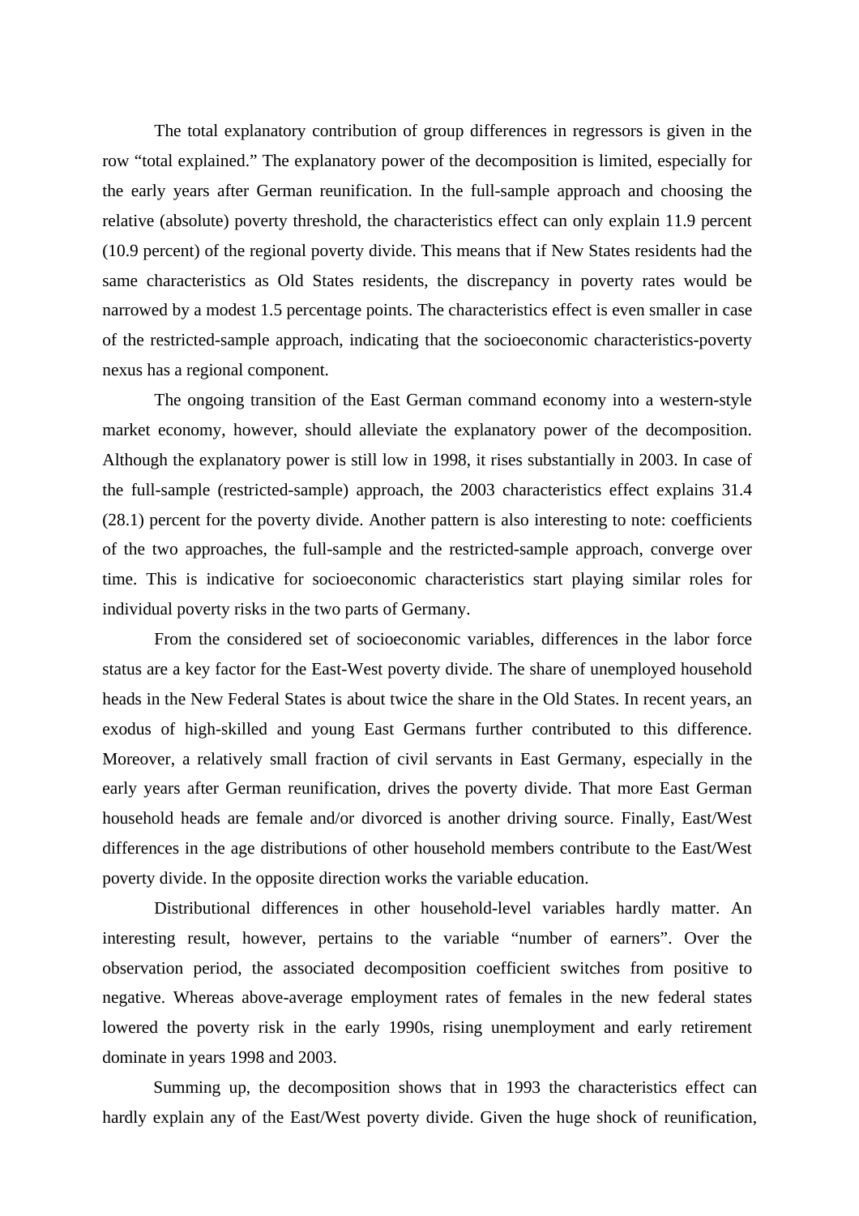The total explanatory contribution of group differences in regressors is given in the row "total explained." The explanatory power of the decomposition is limited, especially for the early years after German reunification. In the full-sample approach and choosing the relative (absolute) poverty threshold, the characteristics effect can only explain 11.9 percent (10.9 percent) of the regional poverty divide. This means that if New States residents had the same characteristics as Old States residents, the discrepancy in poverty rates would be narrowed by a modest 1.5 percentage points. The characteristics effect is even smaller in case of the restricted-sample approach, indicating that the socioeconomic characteristics-poverty nexus has a regional component.

The ongoing transition of the East German command economy into a western-style market economy, however, should alleviate the explanatory power of the decomposition. Although the explanatory power is still low in 1998, it rises substantially in 2003. In case of the full-sample (restricted-sample) approach, the 2003 characteristics effect explains 31.4 (28.1) percent for the poverty divide. Another pattern is also interesting to note: coefficients of the two approaches, the full-sample and the restricted-sample approach, converge over time. This is indicative for socioeconomic characteristics start playing similar roles for individual poverty risks in the two parts of Germany.

From the considered set of socioeconomic variables, differences in the labor force status are a key factor for the East-West poverty divide. The share of unemployed household heads in the New Federal States is about twice the share in the Old States. In recent years, an exodus of high-skilled and young East Germans further contributed to this difference. Moreover, a relatively small fraction of civil servants in East Germany, especially in the early years after German reunification, drives the poverty divide. That more East German household heads are female and/or divorced is another driving source. Finally, East/West differences in the age distributions of other household members contribute to the East/West poverty divide. In the opposite direction works the variable education.

Distributional differences in other household-level variables hardly matter. An interesting result, however, pertains to the variable "number of earners". Over the observation period, the associated decomposition coefficient switches from positive to negative. Whereas above-average employment rates of females in the new federal states lowered the poverty risk in the early 1990s, rising unemployment and early retirement dominate in years 1998 and 2003.

Summing up, the decomposition shows that in 1993 the characteristics effect can hardly explain any of the East/West poverty divide. Given the huge shock of reunification,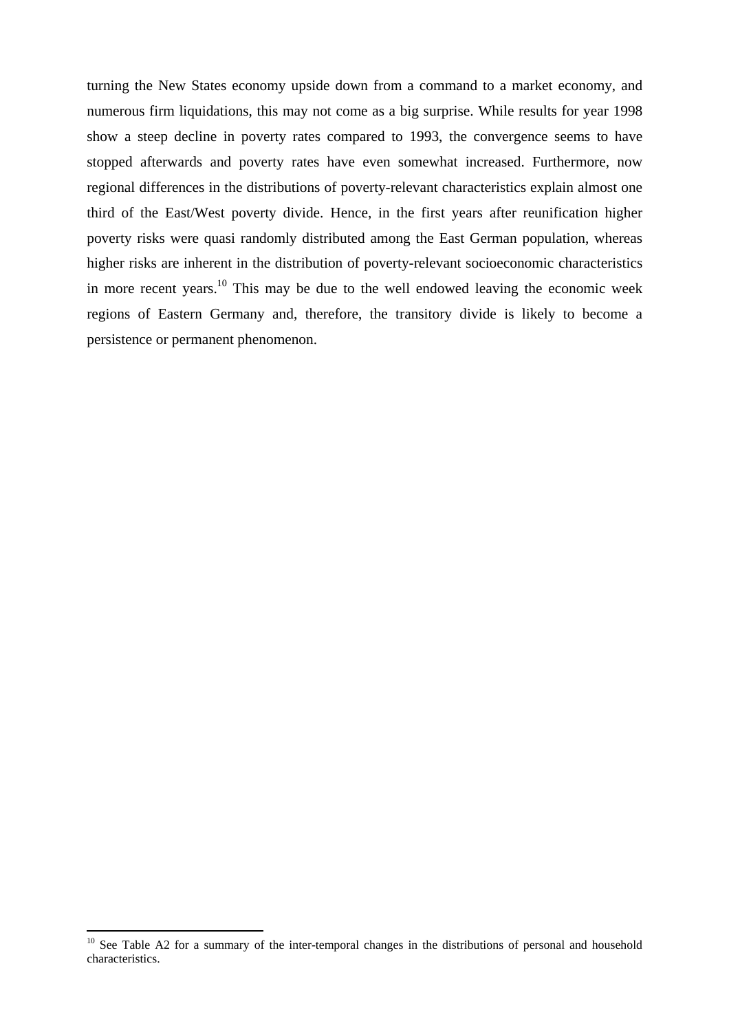turning the New States economy upside down from a command to a market economy, and numerous firm liquidations, this may not come as a big surprise. While results for year 1998 show a steep decline in poverty rates compared to 1993, the convergence seems to have stopped afterwards and poverty rates have even somewhat increased. Furthermore, now regional differences in the distributions of poverty-relevant characteristics explain almost one third of the East/West poverty divide. Hence, in the first years after reunification higher poverty risks were quasi randomly distributed among the East German population, whereas higher risks are inherent in the distribution of poverty-relevant socioeconomic characteristics in more recent years.[10] This may be due to the well endowed leaving the economic week regions of Eastern Germany and, therefore, the transitory divide is likely to become a persistence or permanent phenomenon.

---

[10] See Table A2 for a summary of the inter-temporal changes in the distributions of personal and household characteristics.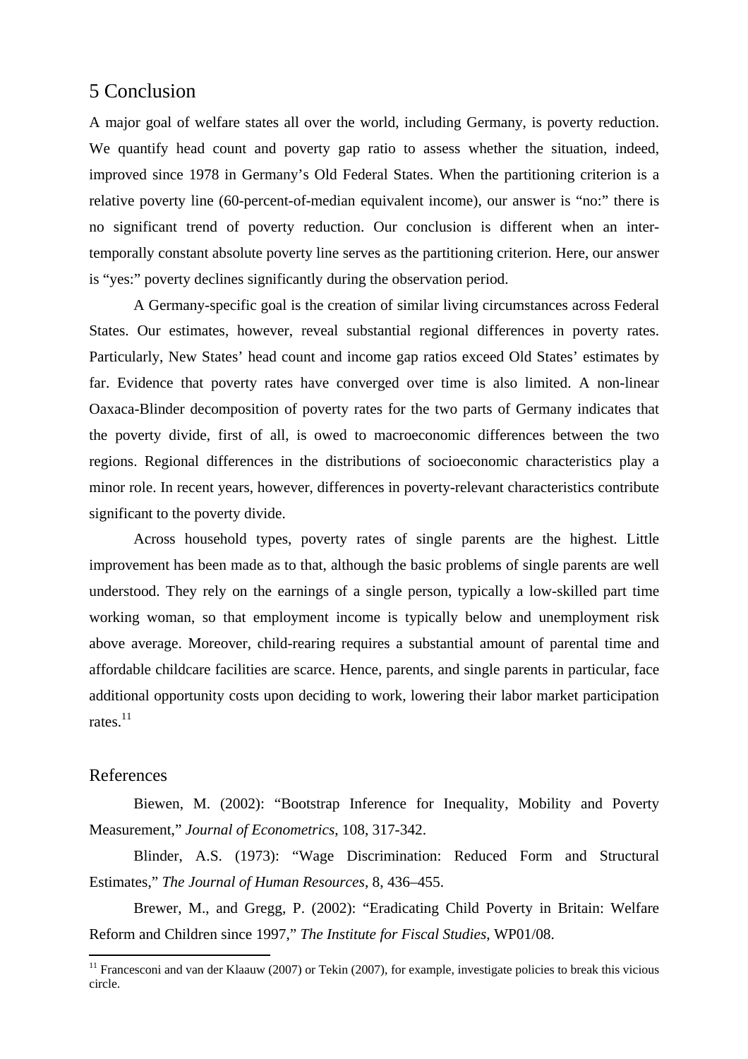## 5 Conclusion

A major goal of welfare states all over the world, including Germany, is poverty reduction. We quantify head count and poverty gap ratio to assess whether the situation, indeed, improved since 1978 in Germany's Old Federal States. When the partitioning criterion is a relative poverty line (60-percent-of-median equivalent income), our answer is "no:" there is no significant trend of poverty reduction. Our conclusion is different when an inter-temporally constant absolute poverty line serves as the partitioning criterion. Here, our answer is "yes:" poverty declines significantly during the observation period.

A Germany-specific goal is the creation of similar living circumstances across Federal States. Our estimates, however, reveal substantial regional differences in poverty rates. Particularly, New States' head count and income gap ratios exceed Old States' estimates by far. Evidence that poverty rates have converged over time is also limited. A non-linear Oaxaca-Blinder decomposition of poverty rates for the two parts of Germany indicates that the poverty divide, first of all, is owed to macroeconomic differences between the two regions. Regional differences in the distributions of socioeconomic characteristics play a minor role. In recent years, however, differences in poverty-relevant characteristics contribute significant to the poverty divide.

Across household types, poverty rates of single parents are the highest. Little improvement has been made as to that, although the basic problems of single parents are well understood. They rely on the earnings of a single person, typically a low-skilled part time working woman, so that employment income is typically below and unemployment risk above average. Moreover, child-rearing requires a substantial amount of parental time and affordable childcare facilities are scarce. Hence, parents, and single parents in particular, face additional opportunity costs upon deciding to work, lowering their labor market participation rates.[11]

## References

Biewen, M. (2002): "Bootstrap Inference for Inequality, Mobility and Poverty Measurement," *Journal of Econometrics*, 108, 317-342.

Blinder, A.S. (1973): "Wage Discrimination: Reduced Form and Structural Estimates," *The Journal of Human Resources*, 8, 436–455.

Brewer, M., and Gregg, P. (2002): "Eradicating Child Poverty in Britain: Welfare Reform and Children since 1997," *The Institute for Fiscal Studies*, WP01/08.

---

[11] Francesconi and van der Klaauw (2007) or Tekin (2007), for example, investigate policies to break this vicious circle.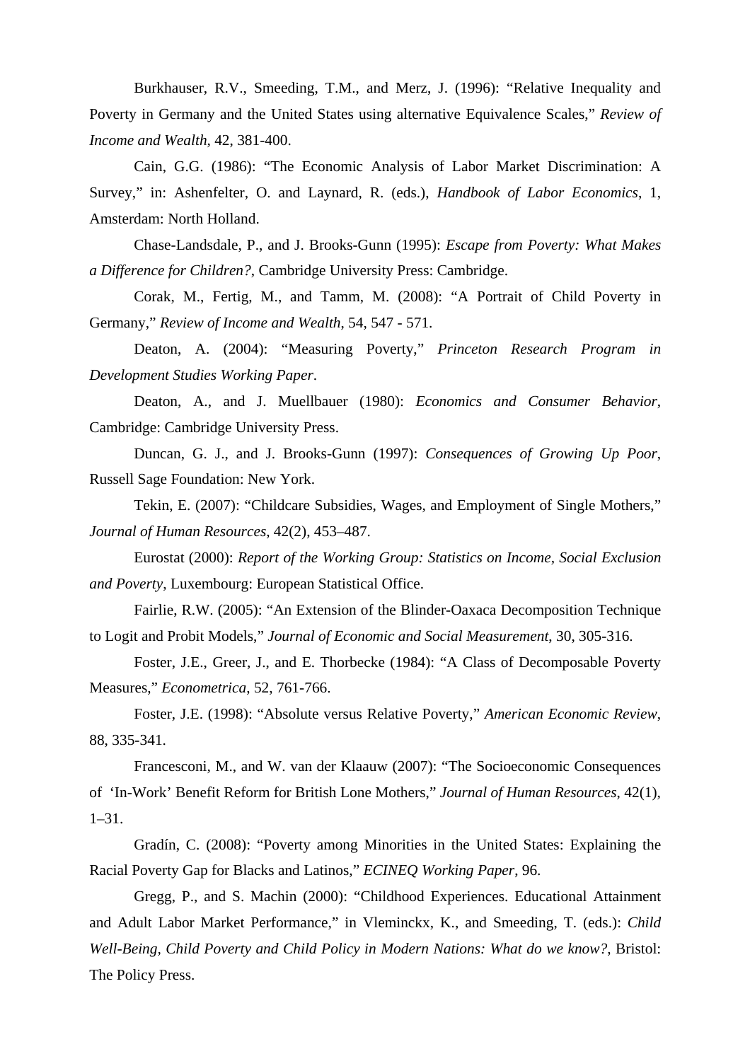Burkhauser, R.V., Smeeding, T.M., and Merz, J. (1996): "Relative Inequality and Poverty in Germany and the United States using alternative Equivalence Scales," *Review of Income and Wealth*, 42, 381-400.

Cain, G.G. (1986): "The Economic Analysis of Labor Market Discrimination: A Survey," in: Ashenfelter, O. and Laynard, R. (eds.), *Handbook of Labor Economics*, 1, Amsterdam: North Holland.

Chase-Landsdale, P., and J. Brooks-Gunn (1995): *Escape from Poverty: What Makes a Difference for Children?*, Cambridge University Press: Cambridge.

Corak, M., Fertig, M., and Tamm, M. (2008): "A Portrait of Child Poverty in Germany," *Review of Income and Wealth*, 54, 547 - 571.

Deaton, A. (2004): "Measuring Poverty," *Princeton Research Program in Development Studies Working Paper*.

Deaton, A., and J. Muellbauer (1980): *Economics and Consumer Behavior*, Cambridge: Cambridge University Press.

Duncan, G. J., and J. Brooks-Gunn (1997): *Consequences of Growing Up Poor*, Russell Sage Foundation: New York.

Tekin, E. (2007): "Childcare Subsidies, Wages, and Employment of Single Mothers," *Journal of Human Resources*, 42(2), 453–487.

Eurostat (2000): *Report of the Working Group: Statistics on Income, Social Exclusion and Poverty*, Luxembourg: European Statistical Office.

Fairlie, R.W. (2005): "An Extension of the Blinder-Oaxaca Decomposition Technique to Logit and Probit Models," *Journal of Economic and Social Measurement*, 30, 305-316.

Foster, J.E., Greer, J., and E. Thorbecke (1984): "A Class of Decomposable Poverty Measures," *Econometrica*, 52, 761-766.

Foster, J.E. (1998): "Absolute versus Relative Poverty," *American Economic Review*, 88, 335-341.

Francesconi, M., and W. van der Klaauw (2007): "The Socioeconomic Consequences of 'In-Work' Benefit Reform for British Lone Mothers," *Journal of Human Resources*, 42(1), 1–31.

Gradín, C. (2008): "Poverty among Minorities in the United States: Explaining the Racial Poverty Gap for Blacks and Latinos," *ECINEQ Working Paper*, 96.

Gregg, P., and S. Machin (2000): "Childhood Experiences. Educational Attainment and Adult Labor Market Performance," in Vleminckx, K., and Smeeding, T. (eds.): *Child Well-Being, Child Poverty and Child Policy in Modern Nations: What do we know?*, Bristol: The Policy Press.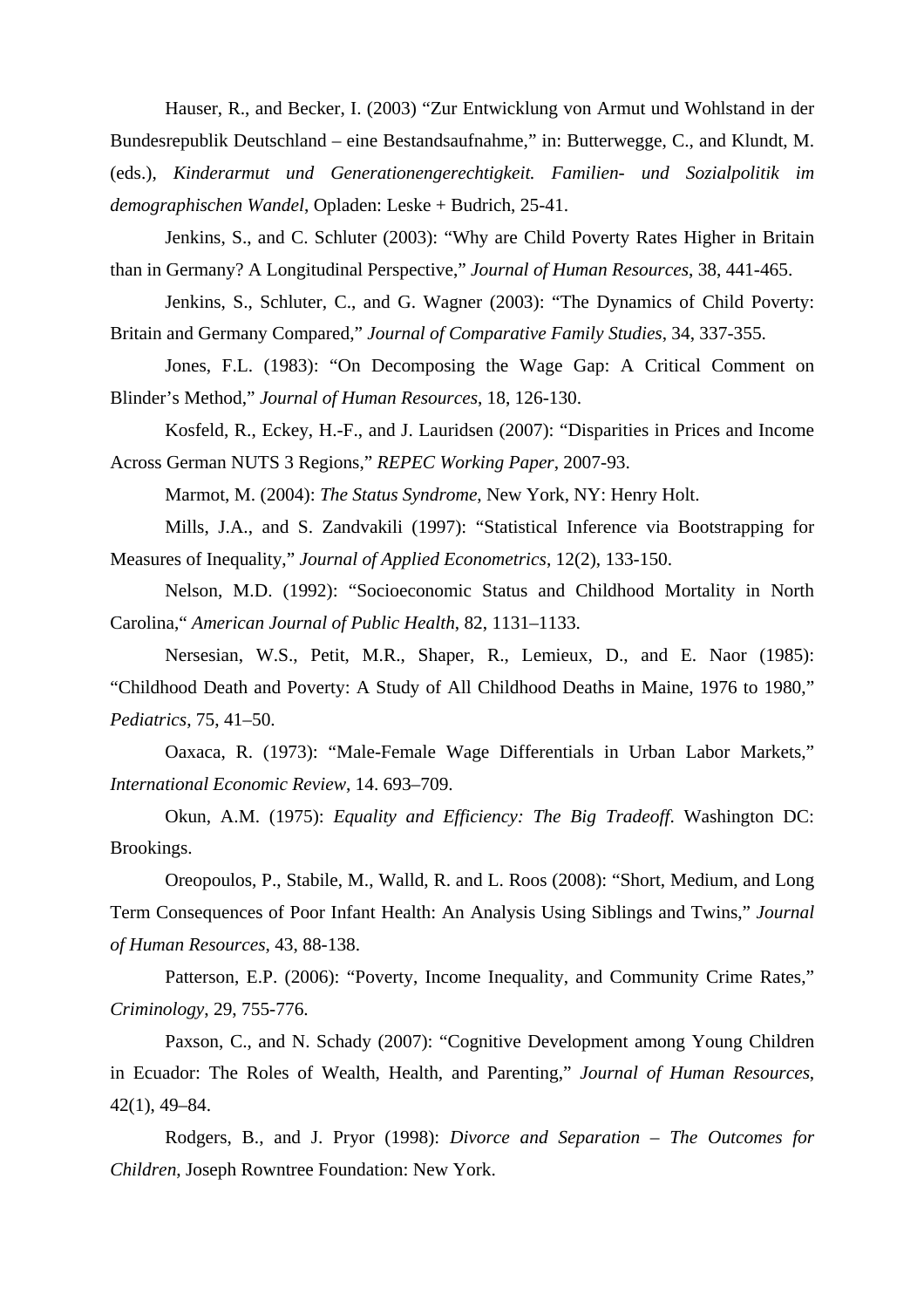Hauser, R., and Becker, I. (2003) “Zur Entwicklung von Armut und Wohlstand in der Bundesrepublik Deutschland – eine Bestandsaufnahme,” in: Butterwegge, C., and Klundt, M. (eds.), *Kinderarmut und Generationengerechtigkeit. Familien- und Sozialpolitik im demographischen Wandel*, Opladen: Leske + Budrich, 25-41.

Jenkins, S., and C. Schluter (2003): “Why are Child Poverty Rates Higher in Britain than in Germany? A Longitudinal Perspective,” *Journal of Human Resources*, 38, 441-465.

Jenkins, S., Schluter, C., and G. Wagner (2003): “The Dynamics of Child Poverty: Britain and Germany Compared,” *Journal of Comparative Family Studies*, 34, 337-355.

Jones, F.L. (1983): “On Decomposing the Wage Gap: A Critical Comment on Blinder’s Method,” *Journal of Human Resources*, 18, 126-130.

Kosfeld, R., Eckey, H.-F., and J. Lauridsen (2007): “Disparities in Prices and Income Across German NUTS 3 Regions,” *REPEC Working Paper*, 2007-93.

Marmot, M. (2004): *The Status Syndrome*, New York, NY: Henry Holt.

Mills, J.A., and S. Zandvakili (1997): “Statistical Inference via Bootstrapping for Measures of Inequality,” *Journal of Applied Econometrics*, 12(2), 133-150.

Nelson, M.D. (1992): “Socioeconomic Status and Childhood Mortality in North Carolina,“ *American Journal of Public Health*, 82, 1131–1133.

Nersesian, W.S., Petit, M.R., Shaper, R., Lemieux, D., and E. Naor (1985): “Childhood Death and Poverty: A Study of All Childhood Deaths in Maine, 1976 to 1980,” *Pediatrics*, 75, 41–50.

Oaxaca, R. (1973): “Male-Female Wage Differentials in Urban Labor Markets,” *International Economic Review*, 14. 693–709.

Okun, A.M. (1975): *Equality and Efficiency: The Big Tradeoff*. Washington DC: Brookings.

Oreopoulos, P., Stabile, M., Walld, R. and L. Roos (2008): “Short, Medium, and Long Term Consequences of Poor Infant Health: An Analysis Using Siblings and Twins,” *Journal of Human Resources*, 43, 88-138.

Patterson, E.P. (2006): “Poverty, Income Inequality, and Community Crime Rates,” *Criminology*, 29, 755-776.

Paxson, C., and N. Schady (2007): “Cognitive Development among Young Children in Ecuador: The Roles of Wealth, Health, and Parenting,” *Journal of Human Resources*, 42(1), 49–84.

Rodgers, B., and J. Pryor (1998): *Divorce and Separation – The Outcomes for Children*, Joseph Rowntree Foundation: New York.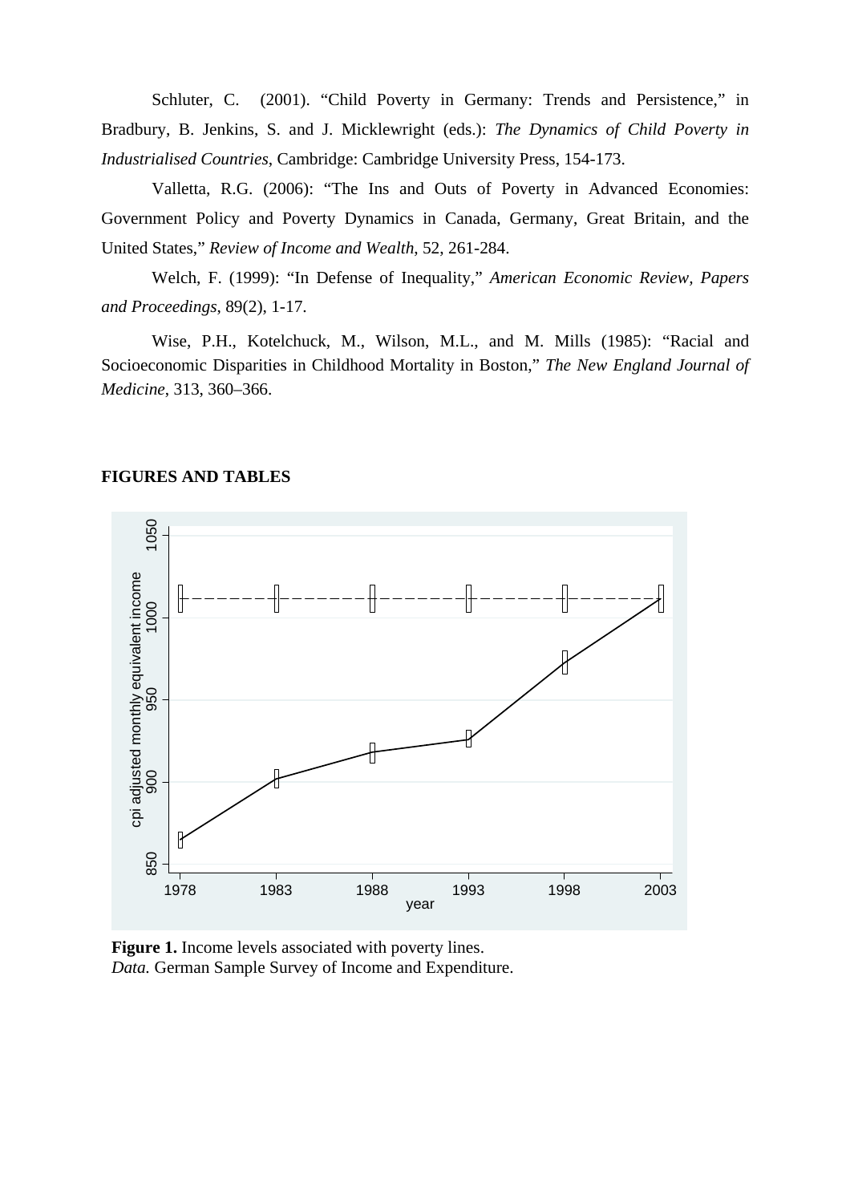Schluter, C. (2001). "Child Poverty in Germany: Trends and Persistence," in Bradbury, B. Jenkins, S. and J. Micklewright (eds.): *The Dynamics of Child Poverty in Industrialised Countries*, Cambridge: Cambridge University Press, 154-173.

Valletta, R.G. (2006): "The Ins and Outs of Poverty in Advanced Economies: Government Policy and Poverty Dynamics in Canada, Germany, Great Britain, and the United States," *Review of Income and Wealth*, 52, 261-284.

Welch, F. (1999): "In Defense of Inequality," *American Economic Review, Papers and Proceedings*, 89(2), 1-17.

Wise, P.H., Kotelchuck, M., Wilson, M.L., and M. Mills (1985): "Racial and Socioeconomic Disparities in Childhood Mortality in Boston," *The New England Journal of Medicine*, 313, 360–366.

**FIGURES AND TABLES**

**Figure 1.** Income levels associated with poverty lines.
*Data.* German Sample Survey of Income and Expenditure.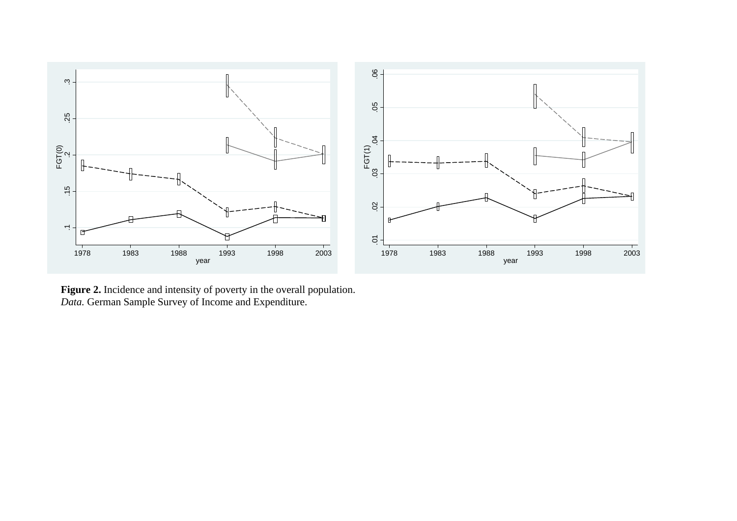**Figure 2.** Incidence and intensity of poverty in the overall population.
*Data.* German Sample Survey of Income and Expenditure.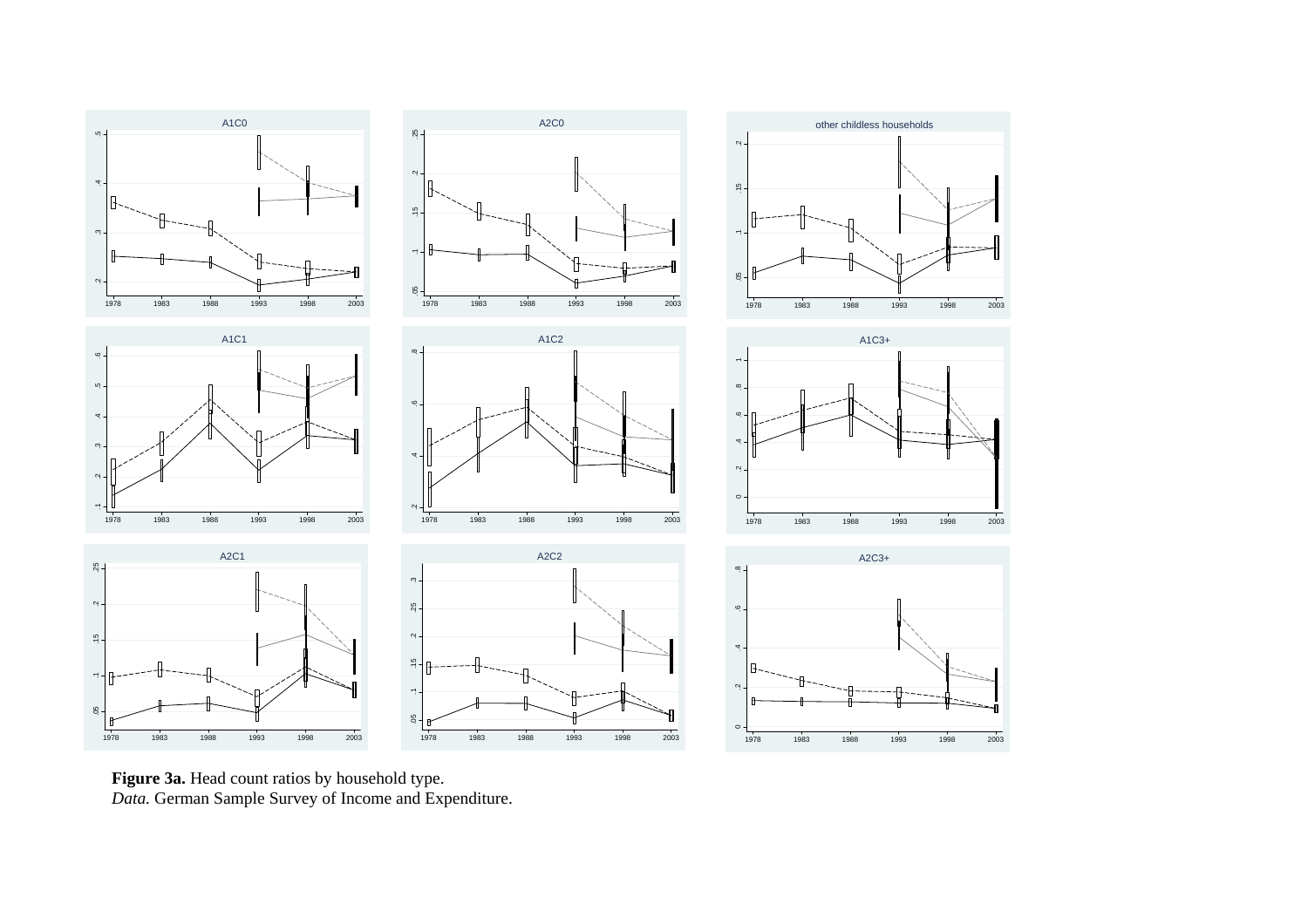**Figure 3a.** Head count ratios by household type.
*Data.* German Sample Survey of Income and Expenditure.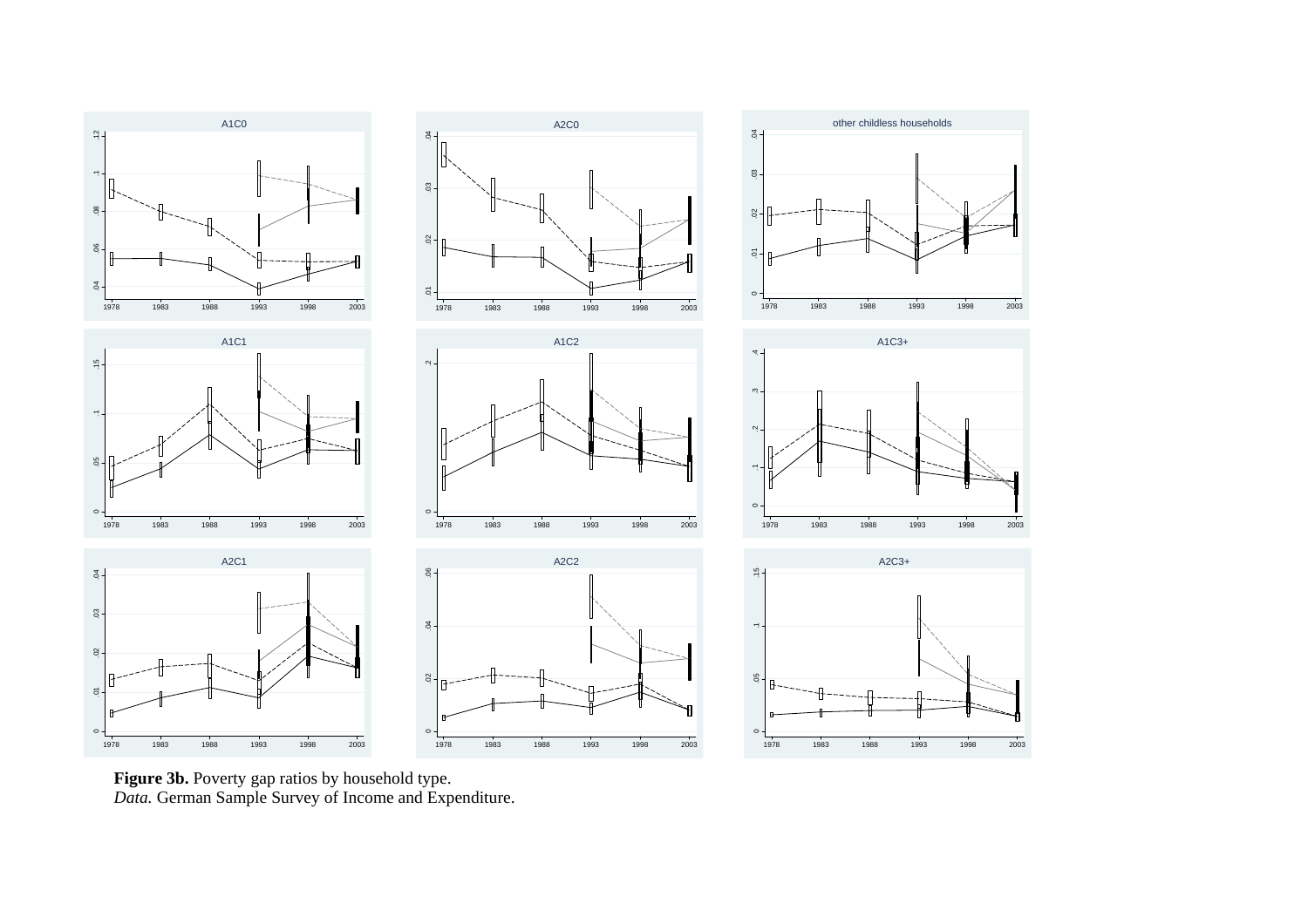**Figure 3b.** Poverty gap ratios by household type.
*Data.* German Sample Survey of Income and Expenditure.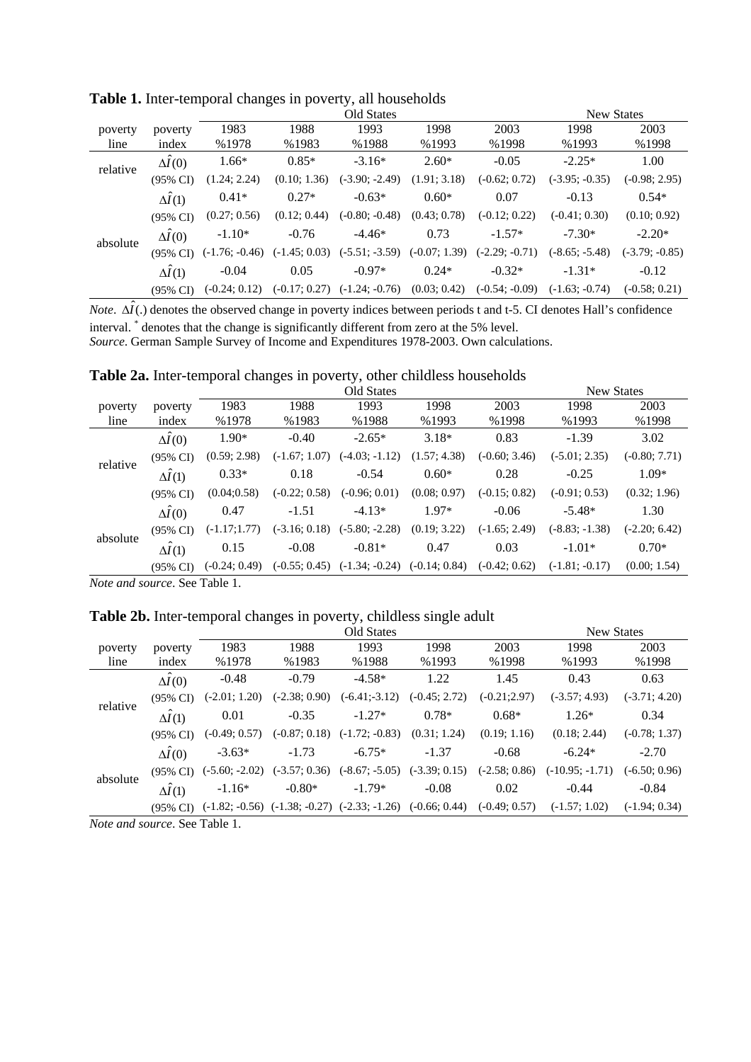**Table 1.** Inter-temporal changes in poverty, all households

| poverty line | poverty index | Old States 1983 %1978 | 1988 %1983 | 1993 %1988 | 1998 %1993 | 2003 %1998 | New States 1998 %1993 | 2003 %1998 |
|---|---|---|---|---|---|---|---|---|
| relative | $\Delta\hat{I}(0)$ | 1.66* | 0.85* | -3.16* | 2.60* | -0.05 | -2.25* | 1.00 |
| | (95% CI) | (1.24; 2.24) | (0.10; 1.36) | (-3.90; -2.49) | (1.91; 3.18) | (-0.62; 0.72) | (-3.95; -0.35) | (-0.98; 2.95) |
| | $\Delta\hat{I}(1)$ | 0.41* | 0.27* | -0.63* | 0.60* | 0.07 | -0.13 | 0.54* |
| | (95% CI) | (0.27; 0.56) | (0.12; 0.44) | (-0.80; -0.48) | (0.43; 0.78) | (-0.12; 0.22) | (-0.41; 0.30) | (0.10; 0.92) |
| absolute | $\Delta\hat{I}(0)$ | -1.10* | -0.76 | -4.46* | 0.73 | -1.57* | -7.30* | -2.20* |
| | (95% CI) | (-1.76; -0.46) | (-1.45; 0.03) | (-5.51; -3.59) | (-0.07; 1.39) | (-2.29; -0.71) | (-8.65; -5.48) | (-3.79; -0.85) |
| | $\Delta\hat{I}(1)$ | -0.04 | 0.05 | -0.97* | 0.24* | -0.32* | -1.31* | -0.12 |
| | (95% CI) | (-0.24; 0.12) | (-0.17; 0.27) | (-1.24; -0.76) | (0.03; 0.42) | (-0.54; -0.09) | (-1.63; -0.74) | (-0.58; 0.21) |

*Note*. $\Delta\hat{I}(.)$ denotes the observed change in poverty indices between periods t and t-5. CI denotes Hall's confidence interval. * denotes that the change is significantly different from zero at the 5% level.
*Source*. German Sample Survey of Income and Expenditures 1978-2003. Own calculations.

**Table 2a.** Inter-temporal changes in poverty, other childless households

| poverty line | poverty index | Old States 1983 %1978 | 1988 %1983 | 1993 %1988 | 1998 %1993 | 2003 %1998 | New States 1998 %1993 | 2003 %1998 |
|---|---|---|---|---|---|---|---|---|
| relative | $\Delta\hat{I}(0)$ | 1.90* | -0.40 | -2.65* | 3.18* | 0.83 | -1.39 | 3.02 |
| | (95% CI) | (0.59; 2.98) | (-1.67; 1.07) | (-4.03; -1.12) | (1.57; 4.38) | (-0.60; 3.46) | (-5.01; 2.35) | (-0.80; 7.71) |
| | $\Delta\hat{I}(1)$ | 0.33* | 0.18 | -0.54 | 0.60* | 0.28 | -0.25 | 1.09* |
| | (95% CI) | (0.04;0.58) | (-0.22; 0.58) | (-0.96; 0.01) | (0.08; 0.97) | (-0.15; 0.82) | (-0.91; 0.53) | (0.32; 1.96) |
| absolute | $\Delta\hat{I}(0)$ | 0.47 | -1.51 | -4.13* | 1.97* | -0.06 | -5.48* | 1.30 |
| | (95% CI) | (-1.17;1.77) | (-3.16; 0.18) | (-5.80; -2.28) | (0.19; 3.22) | (-1.65; 2.49) | (-8.83; -1.38) | (-2.20; 6.42) |
| | $\Delta\hat{I}(1)$ | 0.15 | -0.08 | -0.81* | 0.47 | 0.03 | -1.01* | 0.70* |
| | (95% CI) | (-0.24; 0.49) | (-0.55; 0.45) | (-1.34; -0.24) | (-0.14; 0.84) | (-0.42; 0.62) | (-1.81; -0.17) | (0.00; 1.54) |

*Note and source*. See Table 1.

**Table 2b.** Inter-temporal changes in poverty, childless single adult

| poverty line | poverty index | Old States 1983 %1978 | 1988 %1983 | 1993 %1988 | 1998 %1993 | 2003 %1998 | New States 1998 %1993 | 2003 %1998 |
|---|---|---|---|---|---|---|---|---|
| relative | $\Delta\hat{I}(0)$ | -0.48 | -0.79 | -4.58* | 1.22 | 1.45 | 0.43 | 0.63 |
| | (95% CI) | (-2.01; 1.20) | (-2.38; 0.90) | (-6.41;-3.12) | (-0.45; 2.72) | (-0.21;2.97) | (-3.57; 4.93) | (-3.71; 4.20) |
| | $\Delta\hat{I}(1)$ | 0.01 | -0.35 | -1.27* | 0.78* | 0.68* | 1.26* | 0.34 |
| | (95% CI) | (-0.49; 0.57) | (-0.87; 0.18) | (-1.72; -0.83) | (0.31; 1.24) | (0.19; 1.16) | (0.18; 2.44) | (-0.78; 1.37) |
| absolute | $\Delta\hat{I}(0)$ | -3.63* | -1.73 | -6.75* | -1.37 | -0.68 | -6.24* | -2.70 |
| | (95% CI) | (-5.60; -2.02) | (-3.57; 0.36) | (-8.67; -5.05) | (-3.39; 0.15) | (-2.58; 0.86) | (-10.95; -1.71) | (-6.50; 0.96) |
| | $\Delta\hat{I}(1)$ | -1.16* | -0.80* | -1.79* | -0.08 | 0.02 | -0.44 | -0.84 |
| | (95% CI) | (-1.82; -0.56) | (-1.38; -0.27) | (-2.33; -1.26) | (-0.66; 0.44) | (-0.49; 0.57) | (-1.57; 1.02) | (-1.94; 0.34) |

*Note and source*. See Table 1.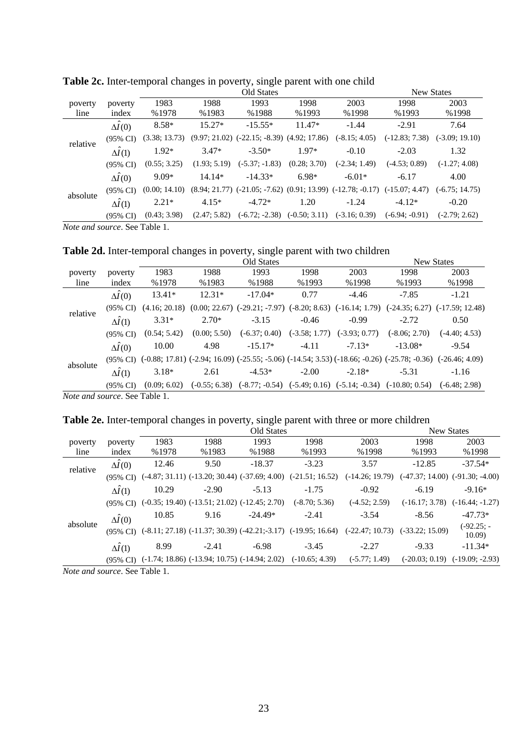**Table 2c.** Inter-temporal changes in poverty, single parent with one child

| | | Old States | | | | | New States | |
|---|---|---|---|---|---|---|---|---|
| poverty line | poverty index | 1983 %1978 | 1988 %1983 | 1993 %1988 | 1998 %1993 | 2003 %1998 | 1998 %1993 | 2003 %1998 |
| relative | $\Delta\hat{I}(0)$ | 8.58* | 15.27* | -15.55* | 11.47* | -1.44 | -2.91 | 7.64 |
| | (95% CI) | (3.38; 13.73) | (9.97; 21.02) | (-22.15; -8.39) | (4.92; 17.86) | (-8.15; 4.05) | (-12.83; 7.38) | (-3.09; 19.10) |
| | $\Delta\hat{I}(1)$ | 1.92* | 3.47* | -3.50* | 1.97* | -0.10 | -2.03 | 1.32 |
| | (95% CI) | (0.55; 3.25) | (1.93; 5.19) | (-5.37; -1.83) | (0.28; 3.70) | (-2.34; 1.49) | (-4.53; 0.89) | (-1.27; 4.08) |
| absolute | $\Delta\hat{I}(0)$ | 9.09* | 14.14* | -14.33* | 6.98* | -6.01* | -6.17 | 4.00 |
| | (95% CI) | (0.00; 14.10) | (8.94; 21.77) | (-21.05; -7.62) | (0.91; 13.99) | (-12.78; -0.17) | (-15.07; 4.47) | (-6.75; 14.75) |
| | $\Delta\hat{I}(1)$ | 2.21* | 4.15* | -4.72* | 1.20 | -1.24 | -4.12* | -0.20 |
| | (95% CI) | (0.43; 3.98) | (2.47; 5.82) | (-6.72; -2.38) | (-0.50; 3.11) | (-3.16; 0.39) | (-6.94; -0.91) | (-2.79; 2.62) |

*Note and source*. See Table 1.

**Table 2d.** Inter-temporal changes in poverty, single parent with two children

| | | Old States | | | | | New States | |
|---|---|---|---|---|---|---|---|---|
| poverty line | poverty index | 1983 %1978 | 1988 %1983 | 1993 %1988 | 1998 %1993 | 2003 %1998 | 1998 %1993 | 2003 %1998 |
| relative | $\Delta\hat{I}(0)$ | 13.41* | 12.31* | -17.04* | 0.77 | -4.46 | -7.85 | -1.21 |
| | (95% CI) | (4.16; 20.18) | (0.00; 22.67) | (-29.21; -7.97) | (-8.20; 8.63) | (-16.14; 1.79) | (-24.35; 6.27) | (-17.59; 12.48) |
| | $\Delta\hat{I}(1)$ | 3.31* | 2.70* | -3.15 | -0.46 | -0.99 | -2.72 | 0.50 |
| | (95% CI) | (0.54; 5.42) | (0.00; 5.50) | (-6.37; 0.40) | (-3.58; 1.77) | (-3.93; 0.77) | (-8.06; 2.70) | (-4.40; 4.53) |
| absolute | $\Delta\hat{I}(0)$ | 10.00 | 4.98 | -15.17* | -4.11 | -7.13* | -13.08* | -9.54 |
| | (95% CI) | (-0.88; 17.81) | (-2.94; 16.09) | (-25.55; -5.06) | (-14.54; 3.53) | (-18.66; -0.26) | (-25.78; -0.36) | (-26.46; 4.09) |
| | $\Delta\hat{I}(1)$ | 3.18* | 2.61 | -4.53* | -2.00 | -2.18* | -5.31 | -1.16 |
| | (95% CI) | (0.09; 6.02) | (-0.55; 6.38) | (-8.77; -0.54) | (-5.49; 0.16) | (-5.14; -0.34) | (-10.80; 0.54) | (-6.48; 2.98) |

*Note and source*. See Table 1.

**Table 2e.** Inter-temporal changes in poverty, single parent with three or more children

| | | Old States | | | | | New States | |
|---|---|---|---|---|---|---|---|---|
| poverty line | poverty index | 1983 %1978 | 1988 %1983 | 1993 %1988 | 1998 %1993 | 2003 %1998 | 1998 %1993 | 2003 %1998 |
| relative | $\Delta\hat{I}(0)$ | 12.46 | 9.50 | -18.37 | -3.23 | 3.57 | -12.85 | -37.54* |
| | (95% CI) | (-4.87; 31.11) | (-13.20; 30.44) | (-37.69; 4.00) | (-21.51; 16.52) | (-14.26; 19.79) | (-47.37; 14.00) | (-91.30; -4.00) |
| | $\Delta\hat{I}(1)$ | 10.29 | -2.90 | -5.13 | -1.75 | -0.92 | -6.19 | -9.16* |
| | (95% CI) | (-0.35; 19.40) | (-13.51; 21.02) | (-12.45; 2.70) | (-8.70; 5.36) | (-4.52; 2.59) | (-16.17; 3.78) | (-16.44; -1.27) |
| absolute | $\Delta\hat{I}(0)$ | 10.85 | 9.16 | -24.49* | -2.41 | -3.54 | -8.56 | -47.73* |
| | (95% CI) | (-8.11; 27.18) | (-11.37; 30.39) | (-42.21;-3.17) | (-19.95; 16.64) | (-22.47; 10.73) | (-33.22; 15.09) | (-92.25; -10.09) |
| | $\Delta\hat{I}(1)$ | 8.99 | -2.41 | -6.98 | -3.45 | -2.27 | -9.33 | -11.34* |
| | (95% CI) | (-1.74; 18.86) | (-13.94; 10.75) | (-14.94; 2.02) | (-10.65; 4.39) | (-5.77; 1.49) | (-20.03; 0.19) | (-19.09; -2.93) |

*Note and source*. See Table 1.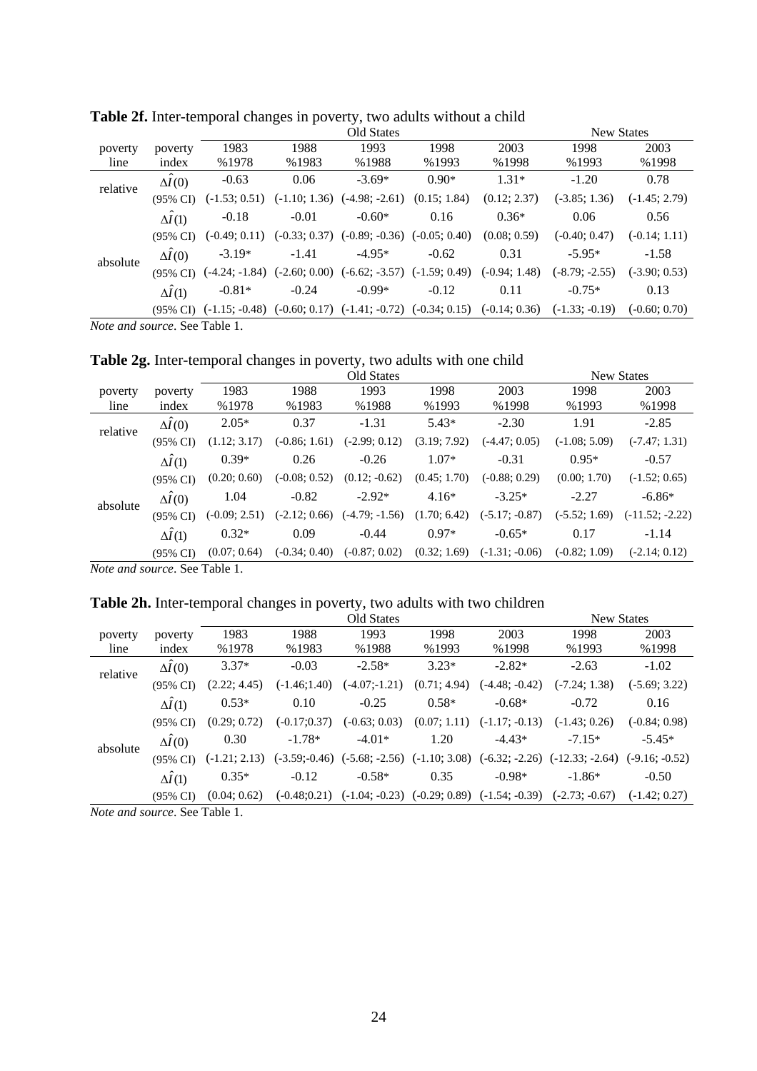**Table 2f.** Inter-temporal changes in poverty, two adults without a child

| | | Old States | | | | | New States | |
|---|---|---|---|---|---|---|---|---|
| poverty line | poverty index | 1983 %1978 | 1988 %1983 | 1993 %1988 | 1998 %1993 | 2003 %1998 | 1998 %1993 | 2003 %1998 |
| relative | $\Delta\hat{I}(0)$ | -0.63 | 0.06 | -3.69* | 0.90* | 1.31* | -1.20 | 0.78 |
| | (95% CI) | (-1.53; 0.51) | (-1.10; 1.36) | (-4.98; -2.61) | (0.15; 1.84) | (0.12; 2.37) | (-3.85; 1.36) | (-1.45; 2.79) |
| | $\Delta\hat{I}(1)$ | -0.18 | -0.01 | -0.60* | 0.16 | 0.36* | 0.06 | 0.56 |
| | (95% CI) | (-0.49; 0.11) | (-0.33; 0.37) | (-0.89; -0.36) | (-0.05; 0.40) | (0.08; 0.59) | (-0.40; 0.47) | (-0.14; 1.11) |
| absolute | $\Delta\hat{I}(0)$ | -3.19* | -1.41 | -4.95* | -0.62 | 0.31 | -5.95* | -1.58 |
| | (95% CI) | (-4.24; -1.84) | (-2.60; 0.00) | (-6.62; -3.57) | (-1.59; 0.49) | (-0.94; 1.48) | (-8.79; -2.55) | (-3.90; 0.53) |
| | $\Delta\hat{I}(1)$ | -0.81* | -0.24 | -0.99* | -0.12 | 0.11 | -0.75* | 0.13 |
| | (95% CI) | (-1.15; -0.48) | (-0.60; 0.17) | (-1.41; -0.72) | (-0.34; 0.15) | (-0.14; 0.36) | (-1.33; -0.19) | (-0.60; 0.70) |

*Note and source*. See Table 1.

**Table 2g.** Inter-temporal changes in poverty, two adults with one child

| | | Old States | | | | | New States | |
|---|---|---|---|---|---|---|---|---|
| poverty line | poverty index | 1983 %1978 | 1988 %1983 | 1993 %1988 | 1998 %1993 | 2003 %1998 | 1998 %1993 | 2003 %1998 |
| relative | $\Delta\hat{I}(0)$ | 2.05* | 0.37 | -1.31 | 5.43* | -2.30 | 1.91 | -2.85 |
| | (95% CI) | (1.12; 3.17) | (-0.86; 1.61) | (-2.99; 0.12) | (3.19; 7.92) | (-4.47; 0.05) | (-1.08; 5.09) | (-7.47; 1.31) |
| | $\Delta\hat{I}(1)$ | 0.39* | 0.26 | -0.26 | 1.07* | -0.31 | 0.95* | -0.57 |
| | (95% CI) | (0.20; 0.60) | (-0.08; 0.52) | (0.12; -0.62) | (0.45; 1.70) | (-0.88; 0.29) | (0.00; 1.70) | (-1.52; 0.65) |
| absolute | $\Delta\hat{I}(0)$ | 1.04 | -0.82 | -2.92* | 4.16* | -3.25* | -2.27 | -6.86* |
| | (95% CI) | (-0.09; 2.51) | (-2.12; 0.66) | (-4.79; -1.56) | (1.70; 6.42) | (-5.17; -0.87) | (-5.52; 1.69) | (-11.52; -2.22) |
| | $\Delta\hat{I}(1)$ | 0.32* | 0.09 | -0.44 | 0.97* | -0.65* | 0.17 | -1.14 |
| | (95% CI) | (0.07; 0.64) | (-0.34; 0.40) | (-0.87; 0.02) | (0.32; 1.69) | (-1.31; -0.06) | (-0.82; 1.09) | (-2.14; 0.12) |

*Note and source*. See Table 1.

**Table 2h.** Inter-temporal changes in poverty, two adults with two children

| | | Old States | | | | | New States | |
|---|---|---|---|---|---|---|---|---|
| poverty line | poverty index | 1983 %1978 | 1988 %1983 | 1993 %1988 | 1998 %1993 | 2003 %1998 | 1998 %1993 | 2003 %1998 |
| relative | $\Delta\hat{I}(0)$ | 3.37* | -0.03 | -2.58* | 3.23* | -2.82* | -2.63 | -1.02 |
| | (95% CI) | (2.22; 4.45) | (-1.46;1.40) | (-4.07;-1.21) | (0.71; 4.94) | (-4.48; -0.42) | (-7.24; 1.38) | (-5.69; 3.22) |
| | $\Delta\hat{I}(1)$ | 0.53* | 0.10 | -0.25 | 0.58* | -0.68* | -0.72 | 0.16 |
| | (95% CI) | (0.29; 0.72) | (-0.17;0.37) | (-0.63; 0.03) | (0.07; 1.11) | (-1.17; -0.13) | (-1.43; 0.26) | (-0.84; 0.98) |
| absolute | $\Delta\hat{I}(0)$ | 0.30 | -1.78* | -4.01* | 1.20 | -4.43* | -7.15* | -5.45* |
| | (95% CI) | (-1.21; 2.13) | (-3.59;-0.46) | (-5.68; -2.56) | (-1.10; 3.08) | (-6.32; -2.26) | (-12.33; -2.64) | (-9.16; -0.52) |
| | $\Delta\hat{I}(1)$ | 0.35* | -0.12 | -0.58* | 0.35 | -0.98* | -1.86* | -0.50 |
| | (95% CI) | (0.04; 0.62) | (-0.48;0.21) | (-1.04; -0.23) | (-0.29; 0.89) | (-1.54; -0.39) | (-2.73; -0.67) | (-1.42; 0.27) |

*Note and source*. See Table 1.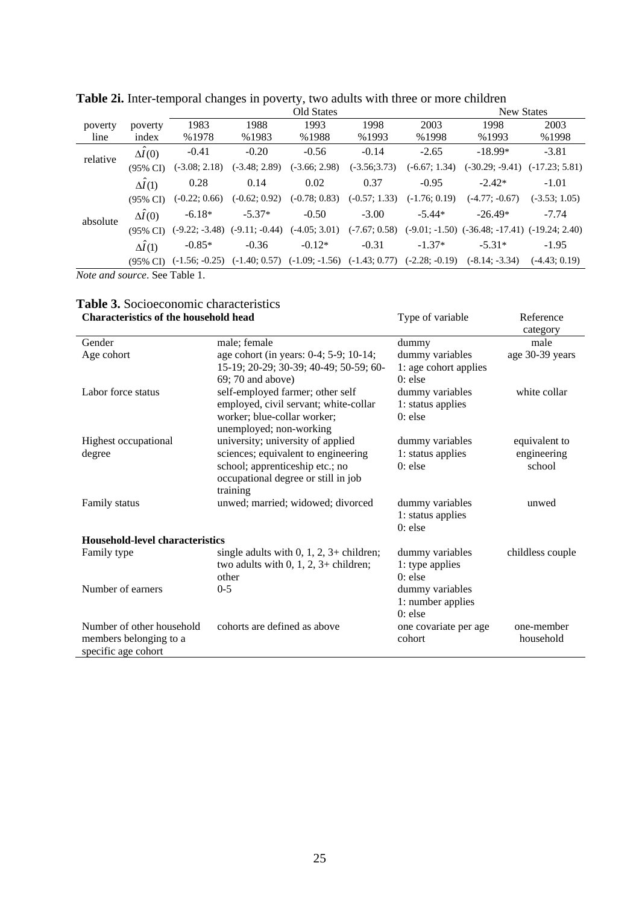**Table 2i.** Inter-temporal changes in poverty, two adults with three or more children

| | | Old States | | | | | New States | |
|---|---|---|---|---|---|---|---|---|
| poverty line | poverty index | 1983 %1978 | 1988 %1983 | 1993 %1988 | 1998 %1993 | 2003 %1998 | 1998 %1993 | 2003 %1998 |
| relative | $\Delta\hat{I}(0)$ | -0.41 | -0.20 | -0.56 | -0.14 | -2.65 | -18.99* | -3.81 |
| | (95% CI) | (-3.08; 2.18) | (-3.48; 2.89) | (-3.66; 2.98) | (-3.56;3.73) | (-6.67; 1.34) | (-30.29; -9.41) | (-17.23; 5.81) |
| | $\Delta\hat{I}(1)$ | 0.28 | 0.14 | 0.02 | 0.37 | -0.95 | -2.42* | -1.01 |
| | (95% CI) | (-0.22; 0.66) | (-0.62; 0.92) | (-0.78; 0.83) | (-0.57; 1.33) | (-1.76; 0.19) | (-4.77; -0.67) | (-3.53; 1.05) |
| absolute | $\Delta\hat{I}(0)$ | -6.18* | -5.37* | -0.50 | -3.00 | -5.44* | -26.49* | -7.74 |
| | (95% CI) | (-9.22; -3.48) | (-9.11; -0.44) | (-4.05; 3.01) | (-7.67; 0.58) | (-9.01; -1.50) | (-36.48; -17.41) | (-19.24; 2.40) |
| | $\Delta\hat{I}(1)$ | -0.85* | -0.36 | -0.12* | -0.31 | -1.37* | -5.31* | -1.95 |
| | (95% CI) | (-1.56; -0.25) | (-1.40; 0.57) | (-1.09; -1.56) | (-1.43; 0.77) | (-2.28; -0.19) | (-8.14; -3.34) | (-4.43; 0.19) |

*Note and source*. See Table 1.

**Table 3.** Socioeconomic characteristics

| **Characteristics of the household head** | | Type of variable | Reference category |
|---|---|---|---|
| Gender | male; female | dummy | male |
| Age cohort | age cohort (in years: 0-4; 5-9; 10-14; 15-19; 20-29; 30-39; 40-49; 50-59; 60-69; 70 and above) | dummy variables 1: age cohort applies 0: else | age 30-39 years |
| Labor force status | self-employed farmer; other self employed, civil servant; white-collar worker; blue-collar worker; unemployed; non-working | dummy variables 1: status applies 0: else | white collar |
| Highest occupational degree | university; university of applied sciences; equivalent to engineering school; apprenticeship etc.; no occupational degree or still in job training | dummy variables 1: status applies 0: else | equivalent to engineering school |
| Family status | unwed; married; widowed; divorced | dummy variables 1: status applies 0: else | unwed |
| **Household-level characteristics** | | | |
| Family type | single adults with 0, 1, 2, 3+ children; two adults with 0, 1, 2, 3+ children; other | dummy variables 1: type applies 0: else | childless couple |
| Number of earners | 0-5 | dummy variables 1: number applies 0: else | |
| Number of other household members belonging to a specific age cohort | cohorts are defined as above | one covariate per age cohort | one-member household |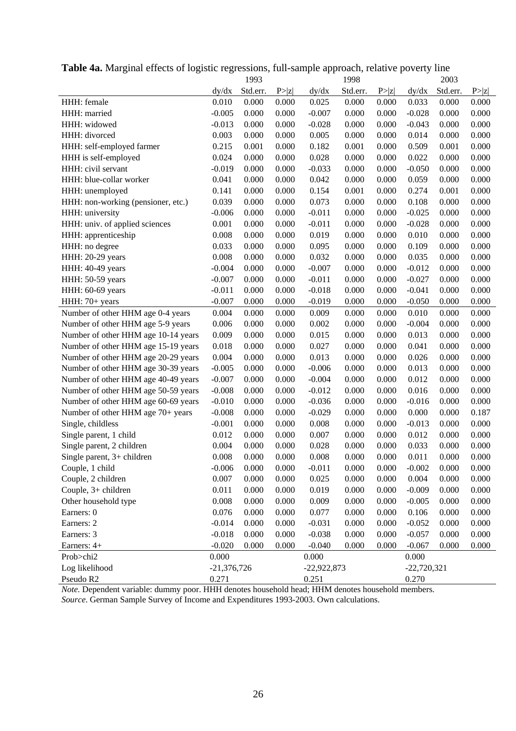**Table 4a.** Marginal effects of logistic regressions, full-sample approach, relative poverty line

| | 1993 | | | 1998 | | | 2003 | | |
|---|---|---|---|---|---|---|---|---|---|
| | dy/dx | Std.err. | P>\|z\| | dy/dx | Std.err. | P>\|z\| | dy/dx | Std.err. | P>\|z\| |
| HHH: female | 0.010 | 0.000 | 0.000 | 0.025 | 0.000 | 0.000 | 0.033 | 0.000 | 0.000 |
| HHH: married | -0.005 | 0.000 | 0.000 | -0.007 | 0.000 | 0.000 | -0.028 | 0.000 | 0.000 |
| HHH: widowed | -0.013 | 0.000 | 0.000 | -0.028 | 0.000 | 0.000 | -0.043 | 0.000 | 0.000 |
| HHH: divorced | 0.003 | 0.000 | 0.000 | 0.005 | 0.000 | 0.000 | 0.014 | 0.000 | 0.000 |
| HHH: self-employed farmer | 0.215 | 0.001 | 0.000 | 0.182 | 0.001 | 0.000 | 0.509 | 0.001 | 0.000 |
| HHH is self-employed | 0.024 | 0.000 | 0.000 | 0.028 | 0.000 | 0.000 | 0.022 | 0.000 | 0.000 |
| HHH: civil servant | -0.019 | 0.000 | 0.000 | -0.033 | 0.000 | 0.000 | -0.050 | 0.000 | 0.000 |
| HHH: blue-collar worker | 0.041 | 0.000 | 0.000 | 0.042 | 0.000 | 0.000 | 0.059 | 0.000 | 0.000 |
| HHH: unemployed | 0.141 | 0.000 | 0.000 | 0.154 | 0.001 | 0.000 | 0.274 | 0.001 | 0.000 |
| HHH: non-working (pensioner, etc.) | 0.039 | 0.000 | 0.000 | 0.073 | 0.000 | 0.000 | 0.108 | 0.000 | 0.000 |
| HHH: university | -0.006 | 0.000 | 0.000 | -0.011 | 0.000 | 0.000 | -0.025 | 0.000 | 0.000 |
| HHH: univ. of applied sciences | 0.001 | 0.000 | 0.000 | -0.011 | 0.000 | 0.000 | -0.028 | 0.000 | 0.000 |
| HHH: apprenticeship | 0.008 | 0.000 | 0.000 | 0.019 | 0.000 | 0.000 | 0.010 | 0.000 | 0.000 |
| HHH: no degree | 0.033 | 0.000 | 0.000 | 0.095 | 0.000 | 0.000 | 0.109 | 0.000 | 0.000 |
| HHH: 20-29 years | 0.008 | 0.000 | 0.000 | 0.032 | 0.000 | 0.000 | 0.035 | 0.000 | 0.000 |
| HHH: 40-49 years | -0.004 | 0.000 | 0.000 | -0.007 | 0.000 | 0.000 | -0.012 | 0.000 | 0.000 |
| HHH: 50-59 years | -0.007 | 0.000 | 0.000 | -0.011 | 0.000 | 0.000 | -0.027 | 0.000 | 0.000 |
| HHH: 60-69 years | -0.011 | 0.000 | 0.000 | -0.018 | 0.000 | 0.000 | -0.041 | 0.000 | 0.000 |
| HHH: 70+ years | -0.007 | 0.000 | 0.000 | -0.019 | 0.000 | 0.000 | -0.050 | 0.000 | 0.000 |
| Number of other HHM age 0-4 years | 0.004 | 0.000 | 0.000 | 0.009 | 0.000 | 0.000 | 0.010 | 0.000 | 0.000 |
| Number of other HHM age 5-9 years | 0.006 | 0.000 | 0.000 | 0.002 | 0.000 | 0.000 | -0.004 | 0.000 | 0.000 |
| Number of other HHM age 10-14 years | 0.009 | 0.000 | 0.000 | 0.015 | 0.000 | 0.000 | 0.013 | 0.000 | 0.000 |
| Number of other HHM age 15-19 years | 0.018 | 0.000 | 0.000 | 0.027 | 0.000 | 0.000 | 0.041 | 0.000 | 0.000 |
| Number of other HHM age 20-29 years | 0.004 | 0.000 | 0.000 | 0.013 | 0.000 | 0.000 | 0.026 | 0.000 | 0.000 |
| Number of other HHM age 30-39 years | -0.005 | 0.000 | 0.000 | -0.006 | 0.000 | 0.000 | 0.013 | 0.000 | 0.000 |
| Number of other HHM age 40-49 years | -0.007 | 0.000 | 0.000 | -0.004 | 0.000 | 0.000 | 0.012 | 0.000 | 0.000 |
| Number of other HHM age 50-59 years | -0.008 | 0.000 | 0.000 | -0.012 | 0.000 | 0.000 | 0.016 | 0.000 | 0.000 |
| Number of other HHM age 60-69 years | -0.010 | 0.000 | 0.000 | -0.036 | 0.000 | 0.000 | -0.016 | 0.000 | 0.000 |
| Number of other HHM age 70+ years | -0.008 | 0.000 | 0.000 | -0.029 | 0.000 | 0.000 | 0.000 | 0.000 | 0.187 |
| Single, childless | -0.001 | 0.000 | 0.000 | 0.008 | 0.000 | 0.000 | -0.013 | 0.000 | 0.000 |
| Single parent, 1 child | 0.012 | 0.000 | 0.000 | 0.007 | 0.000 | 0.000 | 0.012 | 0.000 | 0.000 |
| Single parent, 2 children | 0.004 | 0.000 | 0.000 | 0.028 | 0.000 | 0.000 | 0.033 | 0.000 | 0.000 |
| Single parent, 3+ children | 0.008 | 0.000 | 0.000 | 0.008 | 0.000 | 0.000 | 0.011 | 0.000 | 0.000 |
| Couple, 1 child | -0.006 | 0.000 | 0.000 | -0.011 | 0.000 | 0.000 | -0.002 | 0.000 | 0.000 |
| Couple, 2 children | 0.007 | 0.000 | 0.000 | 0.025 | 0.000 | 0.000 | 0.004 | 0.000 | 0.000 |
| Couple, 3+ children | 0.011 | 0.000 | 0.000 | 0.019 | 0.000 | 0.000 | -0.009 | 0.000 | 0.000 |
| Other household type | 0.008 | 0.000 | 0.000 | 0.009 | 0.000 | 0.000 | -0.005 | 0.000 | 0.000 |
| Earners: 0 | 0.076 | 0.000 | 0.000 | 0.077 | 0.000 | 0.000 | 0.106 | 0.000 | 0.000 |
| Earners: 2 | -0.014 | 0.000 | 0.000 | -0.031 | 0.000 | 0.000 | -0.052 | 0.000 | 0.000 |
| Earners: 3 | -0.018 | 0.000 | 0.000 | -0.038 | 0.000 | 0.000 | -0.057 | 0.000 | 0.000 |
| Earners: 4+ | -0.020 | 0.000 | 0.000 | -0.040 | 0.000 | 0.000 | -0.067 | 0.000 | 0.000 |
| Prob>chi2 | 0.000 | | | 0.000 | | | 0.000 | | |
| Log likelihood | -21,376,726 | | | -22,922,873 | | | -22,720,321 | | |
| Pseudo R2 | 0.271 | | | 0.251 | | | 0.270 | | |

*Note*. Dependent variable: dummy poor. HHH denotes household head; HHM denotes household members.
*Source*. German Sample Survey of Income and Expenditures 1993-2003. Own calculations.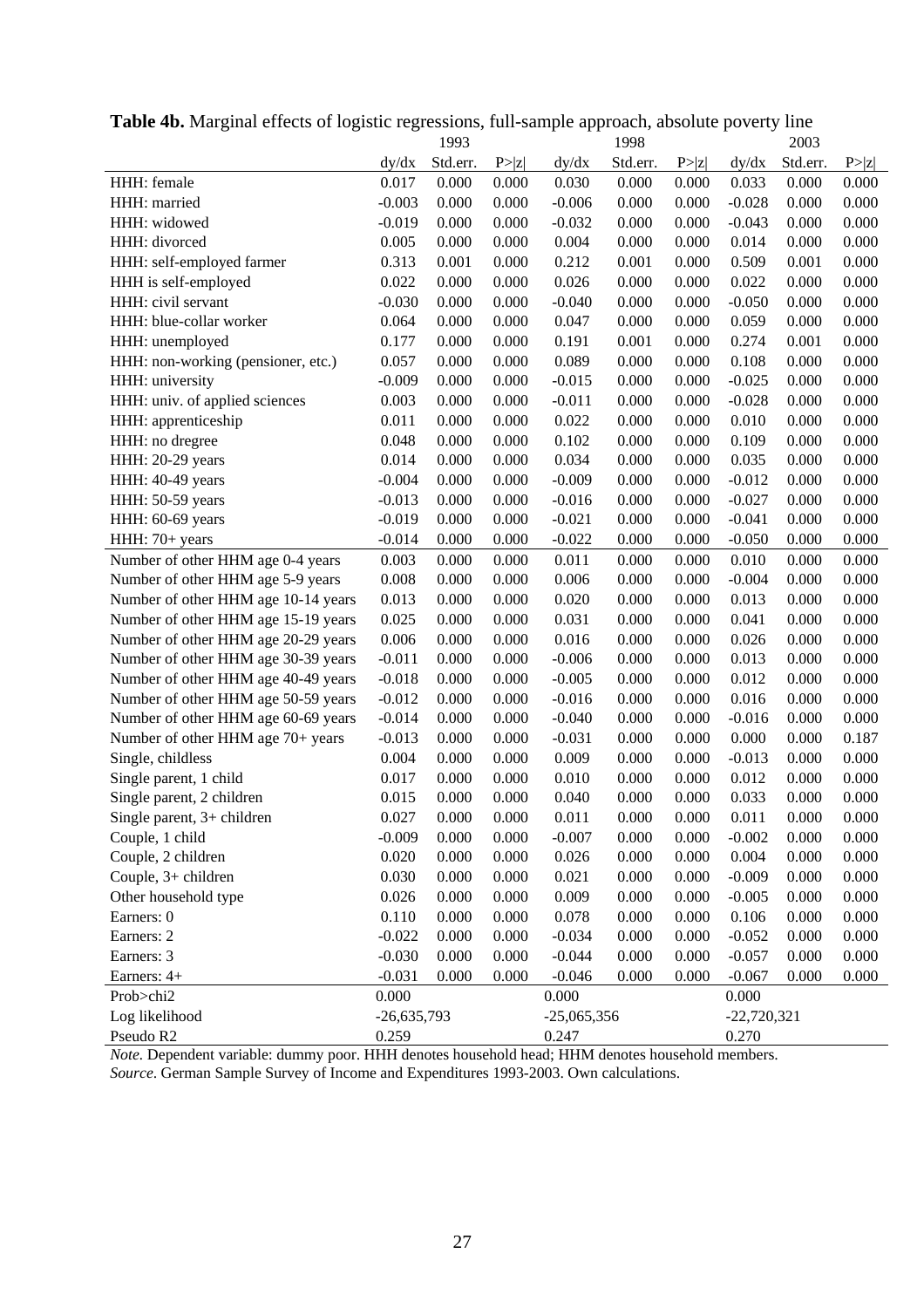**Table 4b.** Marginal effects of logistic regressions, full-sample approach, absolute poverty line

| | 1993 | | | 1998 | | | 2003 | | |
|---|---|---|---|---|---|---|---|---|---|
| | dy/dx | Std.err. | P>\|z\| | dy/dx | Std.err. | P>\|z\| | dy/dx | Std.err. | P>\|z\| |
| HHH: female | 0.017 | 0.000 | 0.000 | 0.030 | 0.000 | 0.000 | 0.033 | 0.000 | 0.000 |
| HHH: married | -0.003 | 0.000 | 0.000 | -0.006 | 0.000 | 0.000 | -0.028 | 0.000 | 0.000 |
| HHH: widowed | -0.019 | 0.000 | 0.000 | -0.032 | 0.000 | 0.000 | -0.043 | 0.000 | 0.000 |
| HHH: divorced | 0.005 | 0.000 | 0.000 | 0.004 | 0.000 | 0.000 | 0.014 | 0.000 | 0.000 |
| HHH: self-employed farmer | 0.313 | 0.001 | 0.000 | 0.212 | 0.001 | 0.000 | 0.509 | 0.001 | 0.000 |
| HHH is self-employed | 0.022 | 0.000 | 0.000 | 0.026 | 0.000 | 0.000 | 0.022 | 0.000 | 0.000 |
| HHH: civil servant | -0.030 | 0.000 | 0.000 | -0.040 | 0.000 | 0.000 | -0.050 | 0.000 | 0.000 |
| HHH: blue-collar worker | 0.064 | 0.000 | 0.000 | 0.047 | 0.000 | 0.000 | 0.059 | 0.000 | 0.000 |
| HHH: unemployed | 0.177 | 0.000 | 0.000 | 0.191 | 0.001 | 0.000 | 0.274 | 0.001 | 0.000 |
| HHH: non-working (pensioner, etc.) | 0.057 | 0.000 | 0.000 | 0.089 | 0.000 | 0.000 | 0.108 | 0.000 | 0.000 |
| HHH: university | -0.009 | 0.000 | 0.000 | -0.015 | 0.000 | 0.000 | -0.025 | 0.000 | 0.000 |
| HHH: univ. of applied sciences | 0.003 | 0.000 | 0.000 | -0.011 | 0.000 | 0.000 | -0.028 | 0.000 | 0.000 |
| HHH: apprenticeship | 0.011 | 0.000 | 0.000 | 0.022 | 0.000 | 0.000 | 0.010 | 0.000 | 0.000 |
| HHH: no dregree | 0.048 | 0.000 | 0.000 | 0.102 | 0.000 | 0.000 | 0.109 | 0.000 | 0.000 |
| HHH: 20-29 years | 0.014 | 0.000 | 0.000 | 0.034 | 0.000 | 0.000 | 0.035 | 0.000 | 0.000 |
| HHH: 40-49 years | -0.004 | 0.000 | 0.000 | -0.009 | 0.000 | 0.000 | -0.012 | 0.000 | 0.000 |
| HHH: 50-59 years | -0.013 | 0.000 | 0.000 | -0.016 | 0.000 | 0.000 | -0.027 | 0.000 | 0.000 |
| HHH: 60-69 years | -0.019 | 0.000 | 0.000 | -0.021 | 0.000 | 0.000 | -0.041 | 0.000 | 0.000 |
| HHH: 70+ years | -0.014 | 0.000 | 0.000 | -0.022 | 0.000 | 0.000 | -0.050 | 0.000 | 0.000 |
| Number of other HHM age 0-4 years | 0.003 | 0.000 | 0.000 | 0.011 | 0.000 | 0.000 | 0.010 | 0.000 | 0.000 |
| Number of other HHM age 5-9 years | 0.008 | 0.000 | 0.000 | 0.006 | 0.000 | 0.000 | -0.004 | 0.000 | 0.000 |
| Number of other HHM age 10-14 years | 0.013 | 0.000 | 0.000 | 0.020 | 0.000 | 0.000 | 0.013 | 0.000 | 0.000 |
| Number of other HHM age 15-19 years | 0.025 | 0.000 | 0.000 | 0.031 | 0.000 | 0.000 | 0.041 | 0.000 | 0.000 |
| Number of other HHM age 20-29 years | 0.006 | 0.000 | 0.000 | 0.016 | 0.000 | 0.000 | 0.026 | 0.000 | 0.000 |
| Number of other HHM age 30-39 years | -0.011 | 0.000 | 0.000 | -0.006 | 0.000 | 0.000 | 0.013 | 0.000 | 0.000 |
| Number of other HHM age 40-49 years | -0.018 | 0.000 | 0.000 | -0.005 | 0.000 | 0.000 | 0.012 | 0.000 | 0.000 |
| Number of other HHM age 50-59 years | -0.012 | 0.000 | 0.000 | -0.016 | 0.000 | 0.000 | 0.016 | 0.000 | 0.000 |
| Number of other HHM age 60-69 years | -0.014 | 0.000 | 0.000 | -0.040 | 0.000 | 0.000 | -0.016 | 0.000 | 0.000 |
| Number of other HHM age 70+ years | -0.013 | 0.000 | 0.000 | -0.031 | 0.000 | 0.000 | 0.000 | 0.000 | 0.187 |
| Single, childless | 0.004 | 0.000 | 0.000 | 0.009 | 0.000 | 0.000 | -0.013 | 0.000 | 0.000 |
| Single parent, 1 child | 0.017 | 0.000 | 0.000 | 0.010 | 0.000 | 0.000 | 0.012 | 0.000 | 0.000 |
| Single parent, 2 children | 0.015 | 0.000 | 0.000 | 0.040 | 0.000 | 0.000 | 0.033 | 0.000 | 0.000 |
| Single parent, 3+ children | 0.027 | 0.000 | 0.000 | 0.011 | 0.000 | 0.000 | 0.011 | 0.000 | 0.000 |
| Couple, 1 child | -0.009 | 0.000 | 0.000 | -0.007 | 0.000 | 0.000 | -0.002 | 0.000 | 0.000 |
| Couple, 2 children | 0.020 | 0.000 | 0.000 | 0.026 | 0.000 | 0.000 | 0.004 | 0.000 | 0.000 |
| Couple, 3+ children | 0.030 | 0.000 | 0.000 | 0.021 | 0.000 | 0.000 | -0.009 | 0.000 | 0.000 |
| Other household type | 0.026 | 0.000 | 0.000 | 0.009 | 0.000 | 0.000 | -0.005 | 0.000 | 0.000 |
| Earners: 0 | 0.110 | 0.000 | 0.000 | 0.078 | 0.000 | 0.000 | 0.106 | 0.000 | 0.000 |
| Earners: 2 | -0.022 | 0.000 | 0.000 | -0.034 | 0.000 | 0.000 | -0.052 | 0.000 | 0.000 |
| Earners: 3 | -0.030 | 0.000 | 0.000 | -0.044 | 0.000 | 0.000 | -0.057 | 0.000 | 0.000 |
| Earners: 4+ | -0.031 | 0.000 | 0.000 | -0.046 | 0.000 | 0.000 | -0.067 | 0.000 | 0.000 |
| Prob>chi2 | 0.000 | | | 0.000 | | | 0.000 | | |
| Log likelihood | -26,635,793 | | | -25,065,356 | | | -22,720,321 | | |
| Pseudo R2 | 0.259 | | | 0.247 | | | 0.270 | | |

*Note*. Dependent variable: dummy poor. HHH denotes household head; HHM denotes household members.
*Source*. German Sample Survey of Income and Expenditures 1993-2003. Own calculations.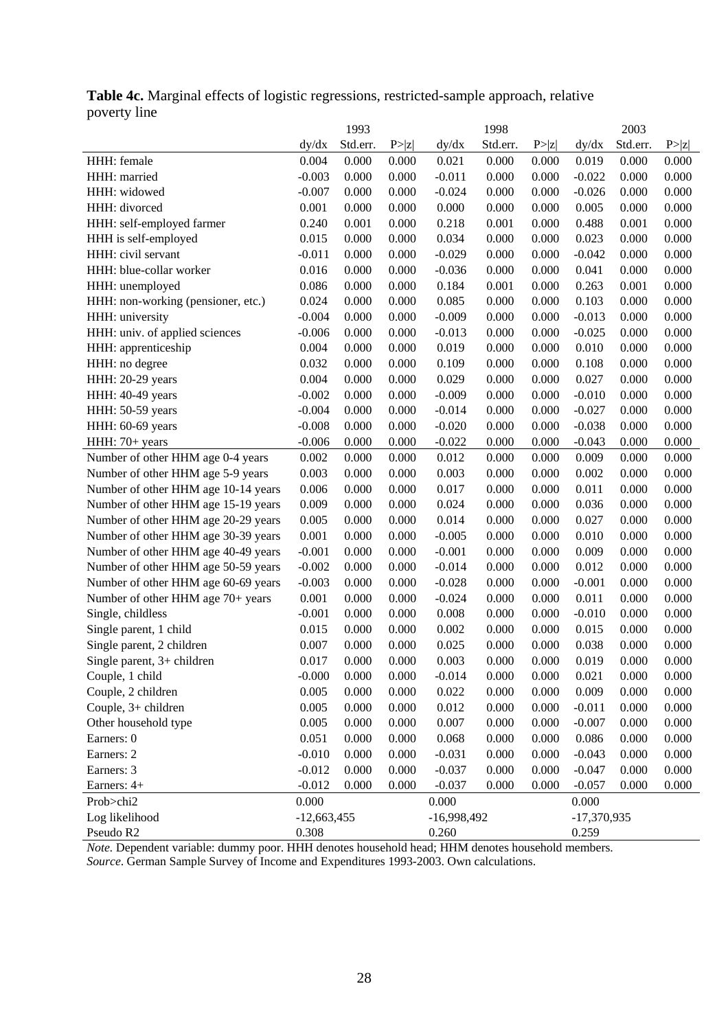**Table 4c.** Marginal effects of logistic regressions, restricted-sample approach, relative poverty line

| | 1993 | | | 1998 | | | 2003 | | |
|---|---|---|---|---|---|---|---|---|---|
| | dy/dx | Std.err. | P>\|z\| | dy/dx | Std.err. | P>\|z\| | dy/dx | Std.err. | P>\|z\| |
| HHH: female | 0.004 | 0.000 | 0.000 | 0.021 | 0.000 | 0.000 | 0.019 | 0.000 | 0.000 |
| HHH: married | -0.003 | 0.000 | 0.000 | -0.011 | 0.000 | 0.000 | -0.022 | 0.000 | 0.000 |
| HHH: widowed | -0.007 | 0.000 | 0.000 | -0.024 | 0.000 | 0.000 | -0.026 | 0.000 | 0.000 |
| HHH: divorced | 0.001 | 0.000 | 0.000 | 0.000 | 0.000 | 0.000 | 0.005 | 0.000 | 0.000 |
| HHH: self-employed farmer | 0.240 | 0.001 | 0.000 | 0.218 | 0.001 | 0.000 | 0.488 | 0.001 | 0.000 |
| HHH is self-employed | 0.015 | 0.000 | 0.000 | 0.034 | 0.000 | 0.000 | 0.023 | 0.000 | 0.000 |
| HHH: civil servant | -0.011 | 0.000 | 0.000 | -0.029 | 0.000 | 0.000 | -0.042 | 0.000 | 0.000 |
| HHH: blue-collar worker | 0.016 | 0.000 | 0.000 | -0.036 | 0.000 | 0.000 | 0.041 | 0.000 | 0.000 |
| HHH: unemployed | 0.086 | 0.000 | 0.000 | 0.184 | 0.001 | 0.000 | 0.263 | 0.001 | 0.000 |
| HHH: non-working (pensioner, etc.) | 0.024 | 0.000 | 0.000 | 0.085 | 0.000 | 0.000 | 0.103 | 0.000 | 0.000 |
| HHH: university | -0.004 | 0.000 | 0.000 | -0.009 | 0.000 | 0.000 | -0.013 | 0.000 | 0.000 |
| HHH: univ. of applied sciences | -0.006 | 0.000 | 0.000 | -0.013 | 0.000 | 0.000 | -0.025 | 0.000 | 0.000 |
| HHH: apprenticeship | 0.004 | 0.000 | 0.000 | 0.019 | 0.000 | 0.000 | 0.010 | 0.000 | 0.000 |
| HHH: no degree | 0.032 | 0.000 | 0.000 | 0.109 | 0.000 | 0.000 | 0.108 | 0.000 | 0.000 |
| HHH: 20-29 years | 0.004 | 0.000 | 0.000 | 0.029 | 0.000 | 0.000 | 0.027 | 0.000 | 0.000 |
| HHH: 40-49 years | -0.002 | 0.000 | 0.000 | -0.009 | 0.000 | 0.000 | -0.010 | 0.000 | 0.000 |
| HHH: 50-59 years | -0.004 | 0.000 | 0.000 | -0.014 | 0.000 | 0.000 | -0.027 | 0.000 | 0.000 |
| HHH: 60-69 years | -0.008 | 0.000 | 0.000 | -0.020 | 0.000 | 0.000 | -0.038 | 0.000 | 0.000 |
| HHH: 70+ years | -0.006 | 0.000 | 0.000 | -0.022 | 0.000 | 0.000 | -0.043 | 0.000 | 0.000 |
| Number of other HHM age 0-4 years | 0.002 | 0.000 | 0.000 | 0.012 | 0.000 | 0.000 | 0.009 | 0.000 | 0.000 |
| Number of other HHM age 5-9 years | 0.003 | 0.000 | 0.000 | 0.003 | 0.000 | 0.000 | 0.002 | 0.000 | 0.000 |
| Number of other HHM age 10-14 years | 0.006 | 0.000 | 0.000 | 0.017 | 0.000 | 0.000 | 0.011 | 0.000 | 0.000 |
| Number of other HHM age 15-19 years | 0.009 | 0.000 | 0.000 | 0.024 | 0.000 | 0.000 | 0.036 | 0.000 | 0.000 |
| Number of other HHM age 20-29 years | 0.005 | 0.000 | 0.000 | 0.014 | 0.000 | 0.000 | 0.027 | 0.000 | 0.000 |
| Number of other HHM age 30-39 years | 0.001 | 0.000 | 0.000 | -0.005 | 0.000 | 0.000 | 0.010 | 0.000 | 0.000 |
| Number of other HHM age 40-49 years | -0.001 | 0.000 | 0.000 | -0.001 | 0.000 | 0.000 | 0.009 | 0.000 | 0.000 |
| Number of other HHM age 50-59 years | -0.002 | 0.000 | 0.000 | -0.014 | 0.000 | 0.000 | 0.012 | 0.000 | 0.000 |
| Number of other HHM age 60-69 years | -0.003 | 0.000 | 0.000 | -0.028 | 0.000 | 0.000 | -0.001 | 0.000 | 0.000 |
| Number of other HHM age 70+ years | 0.001 | 0.000 | 0.000 | -0.024 | 0.000 | 0.000 | 0.011 | 0.000 | 0.000 |
| Single, childless | -0.001 | 0.000 | 0.000 | 0.008 | 0.000 | 0.000 | -0.010 | 0.000 | 0.000 |
| Single parent, 1 child | 0.015 | 0.000 | 0.000 | 0.002 | 0.000 | 0.000 | 0.015 | 0.000 | 0.000 |
| Single parent, 2 children | 0.007 | 0.000 | 0.000 | 0.025 | 0.000 | 0.000 | 0.038 | 0.000 | 0.000 |
| Single parent, 3+ children | 0.017 | 0.000 | 0.000 | 0.003 | 0.000 | 0.000 | 0.019 | 0.000 | 0.000 |
| Couple, 1 child | -0.000 | 0.000 | 0.000 | -0.014 | 0.000 | 0.000 | 0.021 | 0.000 | 0.000 |
| Couple, 2 children | 0.005 | 0.000 | 0.000 | 0.022 | 0.000 | 0.000 | 0.009 | 0.000 | 0.000 |
| Couple, 3+ children | 0.005 | 0.000 | 0.000 | 0.012 | 0.000 | 0.000 | -0.011 | 0.000 | 0.000 |
| Other household type | 0.005 | 0.000 | 0.000 | 0.007 | 0.000 | 0.000 | -0.007 | 0.000 | 0.000 |
| Earners: 0 | 0.051 | 0.000 | 0.000 | 0.068 | 0.000 | 0.000 | 0.086 | 0.000 | 0.000 |
| Earners: 2 | -0.010 | 0.000 | 0.000 | -0.031 | 0.000 | 0.000 | -0.043 | 0.000 | 0.000 |
| Earners: 3 | -0.012 | 0.000 | 0.000 | -0.037 | 0.000 | 0.000 | -0.047 | 0.000 | 0.000 |
| Earners: 4+ | -0.012 | 0.000 | 0.000 | -0.037 | 0.000 | 0.000 | -0.057 | 0.000 | 0.000 |
| Prob>chi2 | 0.000 | | | 0.000 | | | 0.000 | | |
| Log likelihood | -12,663,455 | | | -16,998,492 | | | -17,370,935 | | |
| Pseudo R2 | 0.308 | | | 0.260 | | | 0.259 | | |

*Note.* Dependent variable: dummy poor. HHH denotes household head; HHM denotes household members.
*Source*. German Sample Survey of Income and Expenditures 1993-2003. Own calculations.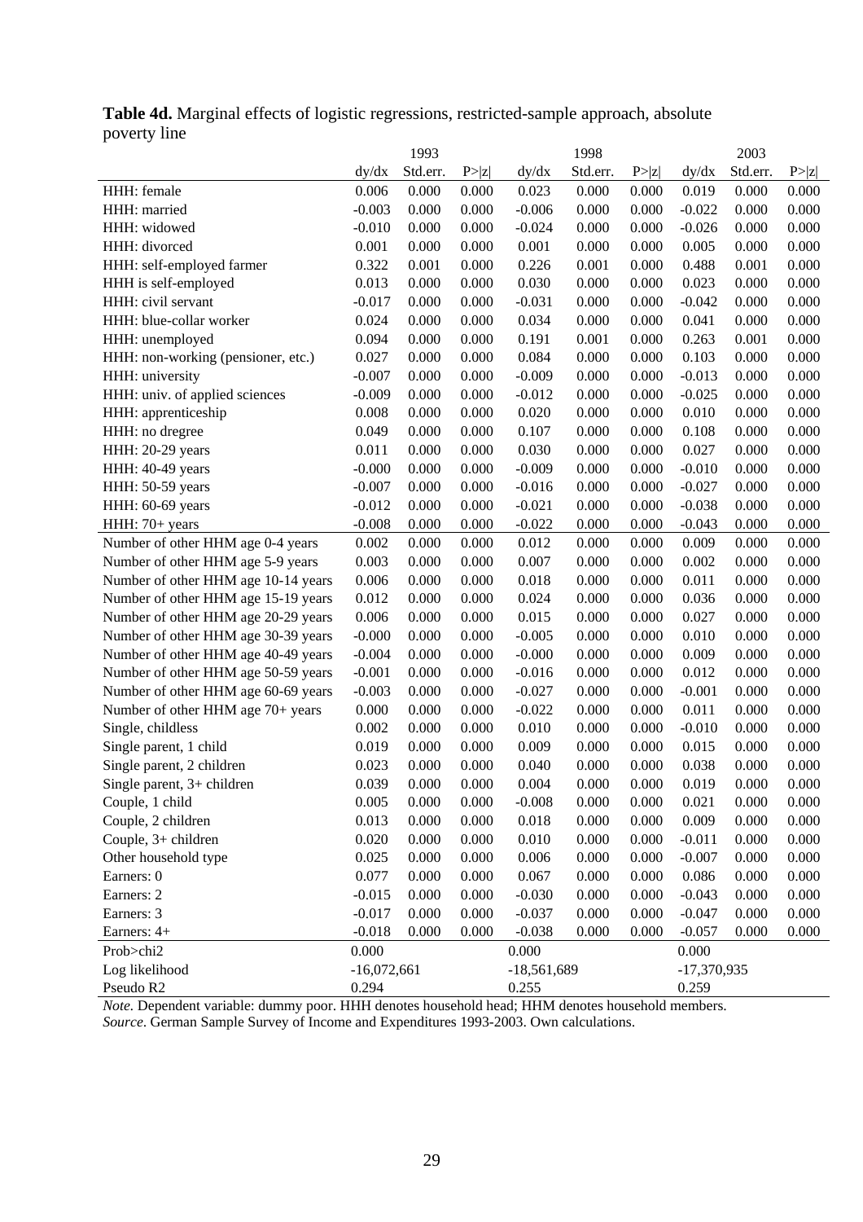**Table 4d.** Marginal effects of logistic regressions, restricted-sample approach, absolute poverty line

| | 1993 | | | 1998 | | | 2003 | | |
|---|---|---|---|---|---|---|---|---|---|
| | dy/dx | Std.err. | P>\|z\| | dy/dx | Std.err. | P>\|z\| | dy/dx | Std.err. | P>\|z\| |
| HHH: female | 0.006 | 0.000 | 0.000 | 0.023 | 0.000 | 0.000 | 0.019 | 0.000 | 0.000 |
| HHH: married | -0.003 | 0.000 | 0.000 | -0.006 | 0.000 | 0.000 | -0.022 | 0.000 | 0.000 |
| HHH: widowed | -0.010 | 0.000 | 0.000 | -0.024 | 0.000 | 0.000 | -0.026 | 0.000 | 0.000 |
| HHH: divorced | 0.001 | 0.000 | 0.000 | 0.001 | 0.000 | 0.000 | 0.005 | 0.000 | 0.000 |
| HHH: self-employed farmer | 0.322 | 0.001 | 0.000 | 0.226 | 0.001 | 0.000 | 0.488 | 0.001 | 0.000 |
| HHH is self-employed | 0.013 | 0.000 | 0.000 | 0.030 | 0.000 | 0.000 | 0.023 | 0.000 | 0.000 |
| HHH: civil servant | -0.017 | 0.000 | 0.000 | -0.031 | 0.000 | 0.000 | -0.042 | 0.000 | 0.000 |
| HHH: blue-collar worker | 0.024 | 0.000 | 0.000 | 0.034 | 0.000 | 0.000 | 0.041 | 0.000 | 0.000 |
| HHH: unemployed | 0.094 | 0.000 | 0.000 | 0.191 | 0.001 | 0.000 | 0.263 | 0.001 | 0.000 |
| HHH: non-working (pensioner, etc.) | 0.027 | 0.000 | 0.000 | 0.084 | 0.000 | 0.000 | 0.103 | 0.000 | 0.000 |
| HHH: university | -0.007 | 0.000 | 0.000 | -0.009 | 0.000 | 0.000 | -0.013 | 0.000 | 0.000 |
| HHH: univ. of applied sciences | -0.009 | 0.000 | 0.000 | -0.012 | 0.000 | 0.000 | -0.025 | 0.000 | 0.000 |
| HHH: apprenticeship | 0.008 | 0.000 | 0.000 | 0.020 | 0.000 | 0.000 | 0.010 | 0.000 | 0.000 |
| HHH: no dregree | 0.049 | 0.000 | 0.000 | 0.107 | 0.000 | 0.000 | 0.108 | 0.000 | 0.000 |
| HHH: 20-29 years | 0.011 | 0.000 | 0.000 | 0.030 | 0.000 | 0.000 | 0.027 | 0.000 | 0.000 |
| HHH: 40-49 years | -0.000 | 0.000 | 0.000 | -0.009 | 0.000 | 0.000 | -0.010 | 0.000 | 0.000 |
| HHH: 50-59 years | -0.007 | 0.000 | 0.000 | -0.016 | 0.000 | 0.000 | -0.027 | 0.000 | 0.000 |
| HHH: 60-69 years | -0.012 | 0.000 | 0.000 | -0.021 | 0.000 | 0.000 | -0.038 | 0.000 | 0.000 |
| HHH: 70+ years | -0.008 | 0.000 | 0.000 | -0.022 | 0.000 | 0.000 | -0.043 | 0.000 | 0.000 |
| Number of other HHM age 0-4 years | 0.002 | 0.000 | 0.000 | 0.012 | 0.000 | 0.000 | 0.009 | 0.000 | 0.000 |
| Number of other HHM age 5-9 years | 0.003 | 0.000 | 0.000 | 0.007 | 0.000 | 0.000 | 0.002 | 0.000 | 0.000 |
| Number of other HHM age 10-14 years | 0.006 | 0.000 | 0.000 | 0.018 | 0.000 | 0.000 | 0.011 | 0.000 | 0.000 |
| Number of other HHM age 15-19 years | 0.012 | 0.000 | 0.000 | 0.024 | 0.000 | 0.000 | 0.036 | 0.000 | 0.000 |
| Number of other HHM age 20-29 years | 0.006 | 0.000 | 0.000 | 0.015 | 0.000 | 0.000 | 0.027 | 0.000 | 0.000 |
| Number of other HHM age 30-39 years | -0.000 | 0.000 | 0.000 | -0.005 | 0.000 | 0.000 | 0.010 | 0.000 | 0.000 |
| Number of other HHM age 40-49 years | -0.004 | 0.000 | 0.000 | -0.000 | 0.000 | 0.000 | 0.009 | 0.000 | 0.000 |
| Number of other HHM age 50-59 years | -0.001 | 0.000 | 0.000 | -0.016 | 0.000 | 0.000 | 0.012 | 0.000 | 0.000 |
| Number of other HHM age 60-69 years | -0.003 | 0.000 | 0.000 | -0.027 | 0.000 | 0.000 | -0.001 | 0.000 | 0.000 |
| Number of other HHM age 70+ years | 0.000 | 0.000 | 0.000 | -0.022 | 0.000 | 0.000 | 0.011 | 0.000 | 0.000 |
| Single, childless | 0.002 | 0.000 | 0.000 | 0.010 | 0.000 | 0.000 | -0.010 | 0.000 | 0.000 |
| Single parent, 1 child | 0.019 | 0.000 | 0.000 | 0.009 | 0.000 | 0.000 | 0.015 | 0.000 | 0.000 |
| Single parent, 2 children | 0.023 | 0.000 | 0.000 | 0.040 | 0.000 | 0.000 | 0.038 | 0.000 | 0.000 |
| Single parent, 3+ children | 0.039 | 0.000 | 0.000 | 0.004 | 0.000 | 0.000 | 0.019 | 0.000 | 0.000 |
| Couple, 1 child | 0.005 | 0.000 | 0.000 | -0.008 | 0.000 | 0.000 | 0.021 | 0.000 | 0.000 |
| Couple, 2 children | 0.013 | 0.000 | 0.000 | 0.018 | 0.000 | 0.000 | 0.009 | 0.000 | 0.000 |
| Couple, 3+ children | 0.020 | 0.000 | 0.000 | 0.010 | 0.000 | 0.000 | -0.011 | 0.000 | 0.000 |
| Other household type | 0.025 | 0.000 | 0.000 | 0.006 | 0.000 | 0.000 | -0.007 | 0.000 | 0.000 |
| Earners: 0 | 0.077 | 0.000 | 0.000 | 0.067 | 0.000 | 0.000 | 0.086 | 0.000 | 0.000 |
| Earners: 2 | -0.015 | 0.000 | 0.000 | -0.030 | 0.000 | 0.000 | -0.043 | 0.000 | 0.000 |
| Earners: 3 | -0.017 | 0.000 | 0.000 | -0.037 | 0.000 | 0.000 | -0.047 | 0.000 | 0.000 |
| Earners: 4+ | -0.018 | 0.000 | 0.000 | -0.038 | 0.000 | 0.000 | -0.057 | 0.000 | 0.000 |
| Prob>chi2 | 0.000 | | | 0.000 | | | 0.000 | | |
| Log likelihood | -16,072,661 | | | -18,561,689 | | | -17,370,935 | | |
| Pseudo R2 | 0.294 | | | 0.255 | | | 0.259 | | |

*Note.* Dependent variable: dummy poor. HHH denotes household head; HHM denotes household members.
*Source*. German Sample Survey of Income and Expenditures 1993-2003. Own calculations.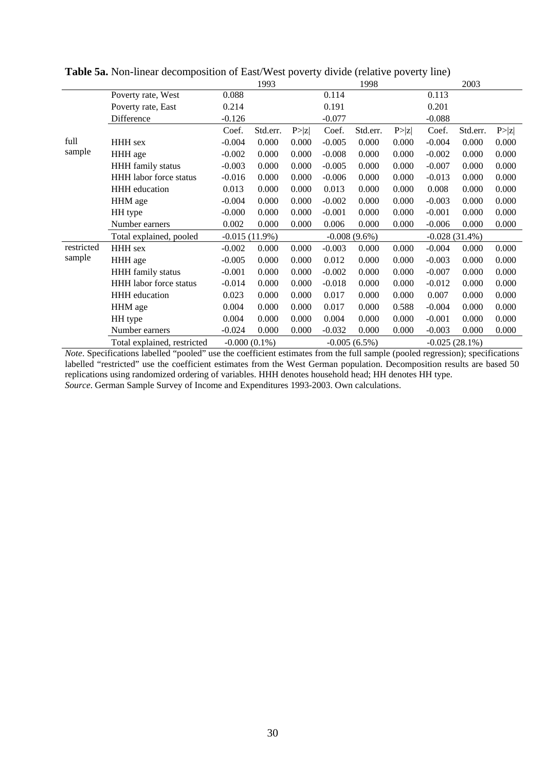**Table 5a.** Non-linear decomposition of East/West poverty divide (relative poverty line)

| | | 1993 | | | 1998 | | | 2003 | | |
|---|---|---|---|---|---|---|---|---|---|---|
| | Poverty rate, West | 0.088 | | | 0.114 | | | 0.113 | | |
| | Poverty rate, East | 0.214 | | | 0.191 | | | 0.201 | | |
| | Difference | -0.126 | | | -0.077 | | | -0.088 | | |
| | | Coef. | Std.err. | P>\|z\| | Coef. | Std.err. | P>\|z\| | Coef. | Std.err. | P>\|z\| |
| full sample | HHH sex | -0.004 | 0.000 | 0.000 | -0.005 | 0.000 | 0.000 | -0.004 | 0.000 | 0.000 |
| | HHH age | -0.002 | 0.000 | 0.000 | -0.008 | 0.000 | 0.000 | -0.002 | 0.000 | 0.000 |
| | HHH family status | -0.003 | 0.000 | 0.000 | -0.005 | 0.000 | 0.000 | -0.007 | 0.000 | 0.000 |
| | HHH labor force status | -0.016 | 0.000 | 0.000 | -0.006 | 0.000 | 0.000 | -0.013 | 0.000 | 0.000 |
| | HHH education | 0.013 | 0.000 | 0.000 | 0.013 | 0.000 | 0.000 | 0.008 | 0.000 | 0.000 |
| | HHM age | -0.004 | 0.000 | 0.000 | -0.002 | 0.000 | 0.000 | -0.003 | 0.000 | 0.000 |
| | HH type | -0.000 | 0.000 | 0.000 | -0.001 | 0.000 | 0.000 | -0.001 | 0.000 | 0.000 |
| | Number earners | 0.002 | 0.000 | 0.000 | 0.006 | 0.000 | 0.000 | -0.006 | 0.000 | 0.000 |
| | Total explained, pooled | -0.015 (11.9%) | | | -0.008 (9.6%) | | | -0.028 (31.4%) | | |
| restricted sample | HHH sex | -0.002 | 0.000 | 0.000 | -0.003 | 0.000 | 0.000 | -0.004 | 0.000 | 0.000 |
| | HHH age | -0.005 | 0.000 | 0.000 | 0.012 | 0.000 | 0.000 | -0.003 | 0.000 | 0.000 |
| | HHH family status | -0.001 | 0.000 | 0.000 | -0.002 | 0.000 | 0.000 | -0.007 | 0.000 | 0.000 |
| | HHH labor force status | -0.014 | 0.000 | 0.000 | -0.018 | 0.000 | 0.000 | -0.012 | 0.000 | 0.000 |
| | HHH education | 0.023 | 0.000 | 0.000 | 0.017 | 0.000 | 0.000 | 0.007 | 0.000 | 0.000 |
| | HHM age | 0.004 | 0.000 | 0.000 | 0.017 | 0.000 | 0.588 | -0.004 | 0.000 | 0.000 |
| | HH type | 0.004 | 0.000 | 0.000 | 0.004 | 0.000 | 0.000 | -0.001 | 0.000 | 0.000 |
| | Number earners | -0.024 | 0.000 | 0.000 | -0.032 | 0.000 | 0.000 | -0.003 | 0.000 | 0.000 |
| | Total explained, restricted | -0.000 (0.1%) | | | -0.005 (6.5%) | | | -0.025 (28.1%) | | |

*Note*. Specifications labelled "pooled" use the coefficient estimates from the full sample (pooled regression); specifications labelled "restricted" use the coefficient estimates from the West German population. Decomposition results are based 50 replications using randomized ordering of variables. HHH denotes household head; HH denotes HH type.
*Source*. German Sample Survey of Income and Expenditures 1993-2003. Own calculations.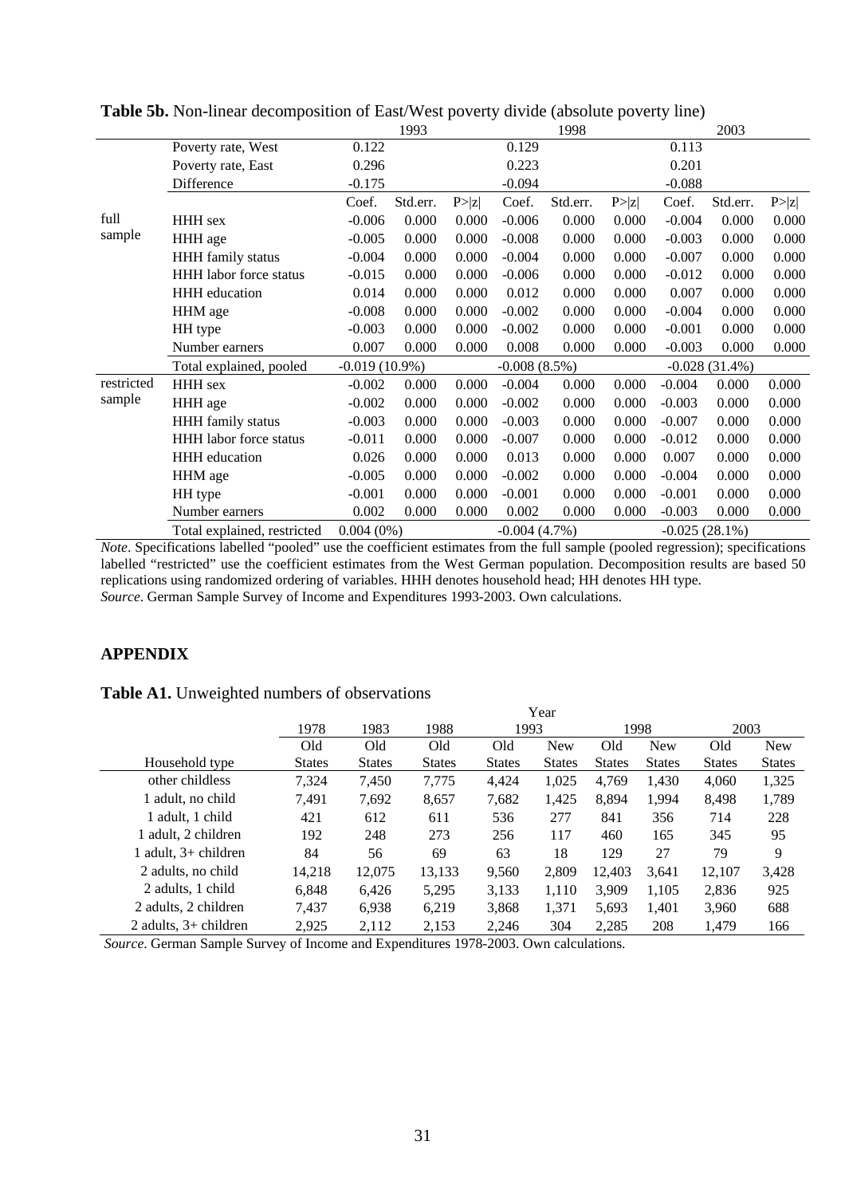**Table 5b.** Non-linear decomposition of East/West poverty divide (absolute poverty line)

| | | 1993 | | | 1998 | | | 2003 | | |
|---|---|---|---|---|---|---|---|---|---|---|
| | Poverty rate, West | 0.122 | | | 0.129 | | | 0.113 | | |
| | Poverty rate, East | 0.296 | | | 0.223 | | | 0.201 | | |
| | Difference | -0.175 | | | -0.094 | | | -0.088 | | |
| | | Coef. | Std.err. | P>\|z\| | Coef. | Std.err. | P>\|z\| | Coef. | Std.err. | P>\|z\| |
| full sample | HHH sex | -0.006 | 0.000 | 0.000 | -0.006 | 0.000 | 0.000 | -0.004 | 0.000 | 0.000 |
| | HHH age | -0.005 | 0.000 | 0.000 | -0.008 | 0.000 | 0.000 | -0.003 | 0.000 | 0.000 |
| | HHH family status | -0.004 | 0.000 | 0.000 | -0.004 | 0.000 | 0.000 | -0.007 | 0.000 | 0.000 |
| | HHH labor force status | -0.015 | 0.000 | 0.000 | -0.006 | 0.000 | 0.000 | -0.012 | 0.000 | 0.000 |
| | HHH education | 0.014 | 0.000 | 0.000 | 0.012 | 0.000 | 0.000 | 0.007 | 0.000 | 0.000 |
| | HHM age | -0.008 | 0.000 | 0.000 | -0.002 | 0.000 | 0.000 | -0.004 | 0.000 | 0.000 |
| | HH type | -0.003 | 0.000 | 0.000 | -0.002 | 0.000 | 0.000 | -0.001 | 0.000 | 0.000 |
| | Number earners | 0.007 | 0.000 | 0.000 | 0.008 | 0.000 | 0.000 | -0.003 | 0.000 | 0.000 |
| | Total explained, pooled | -0.019 (10.9%) | | | -0.008 (8.5%) | | | -0.028 (31.4%) | | |
| restricted sample | HHH sex | -0.002 | 0.000 | 0.000 | -0.004 | 0.000 | 0.000 | -0.004 | 0.000 | 0.000 |
| | HHH age | -0.002 | 0.000 | 0.000 | -0.002 | 0.000 | 0.000 | -0.003 | 0.000 | 0.000 |
| | HHH family status | -0.003 | 0.000 | 0.000 | -0.003 | 0.000 | 0.000 | -0.007 | 0.000 | 0.000 |
| | HHH labor force status | -0.011 | 0.000 | 0.000 | -0.007 | 0.000 | 0.000 | -0.012 | 0.000 | 0.000 |
| | HHH education | 0.026 | 0.000 | 0.000 | 0.013 | 0.000 | 0.000 | 0.007 | 0.000 | 0.000 |
| | HHM age | -0.005 | 0.000 | 0.000 | -0.002 | 0.000 | 0.000 | -0.004 | 0.000 | 0.000 |
| | HH type | -0.001 | 0.000 | 0.000 | -0.001 | 0.000 | 0.000 | -0.001 | 0.000 | 0.000 |
| | Number earners | 0.002 | 0.000 | 0.000 | 0.002 | 0.000 | 0.000 | -0.003 | 0.000 | 0.000 |
| | Total explained, restricted | 0.004 (0%) | | | -0.004 (4.7%) | | | -0.025 (28.1%) | | |

*Note*. Specifications labelled "pooled" use the coefficient estimates from the full sample (pooled regression); specifications labelled "restricted" use the coefficient estimates from the West German population. Decomposition results are based 50 replications using randomized ordering of variables. HHH denotes household head; HH denotes HH type.
*Source*. German Sample Survey of Income and Expenditures 1993-2003. Own calculations.

## APPENDIX

**Table A1.** Unweighted numbers of observations

| | Year | | | | | | | | |
|---|---|---|---|---|---|---|---|---|---|
| | 1978 | 1983 | 1988 | 1993 | | 1998 | | 2003 | |
| Household type | Old States | Old States | Old States | Old States | New States | Old States | New States | Old States | New States |
| other childless | 7,324 | 7,450 | 7,775 | 4,424 | 1,025 | 4,769 | 1,430 | 4,060 | 1,325 |
| 1 adult, no child | 7,491 | 7,692 | 8,657 | 7,682 | 1,425 | 8,894 | 1,994 | 8,498 | 1,789 |
| 1 adult, 1 child | 421 | 612 | 611 | 536 | 277 | 841 | 356 | 714 | 228 |
| 1 adult, 2 children | 192 | 248 | 273 | 256 | 117 | 460 | 165 | 345 | 95 |
| 1 adult, 3+ children | 84 | 56 | 69 | 63 | 18 | 129 | 27 | 79 | 9 |
| 2 adults, no child | 14,218 | 12,075 | 13,133 | 9,560 | 2,809 | 12,403 | 3,641 | 12,107 | 3,428 |
| 2 adults, 1 child | 6,848 | 6,426 | 5,295 | 3,133 | 1,110 | 3,909 | 1,105 | 2,836 | 925 |
| 2 adults, 2 children | 7,437 | 6,938 | 6,219 | 3,868 | 1,371 | 5,693 | 1,401 | 3,960 | 688 |
| 2 adults, 3+ children | 2,925 | 2,112 | 2,153 | 2,246 | 304 | 2,285 | 208 | 1,479 | 166 |

*Source*. German Sample Survey of Income and Expenditures 1978-2003. Own calculations.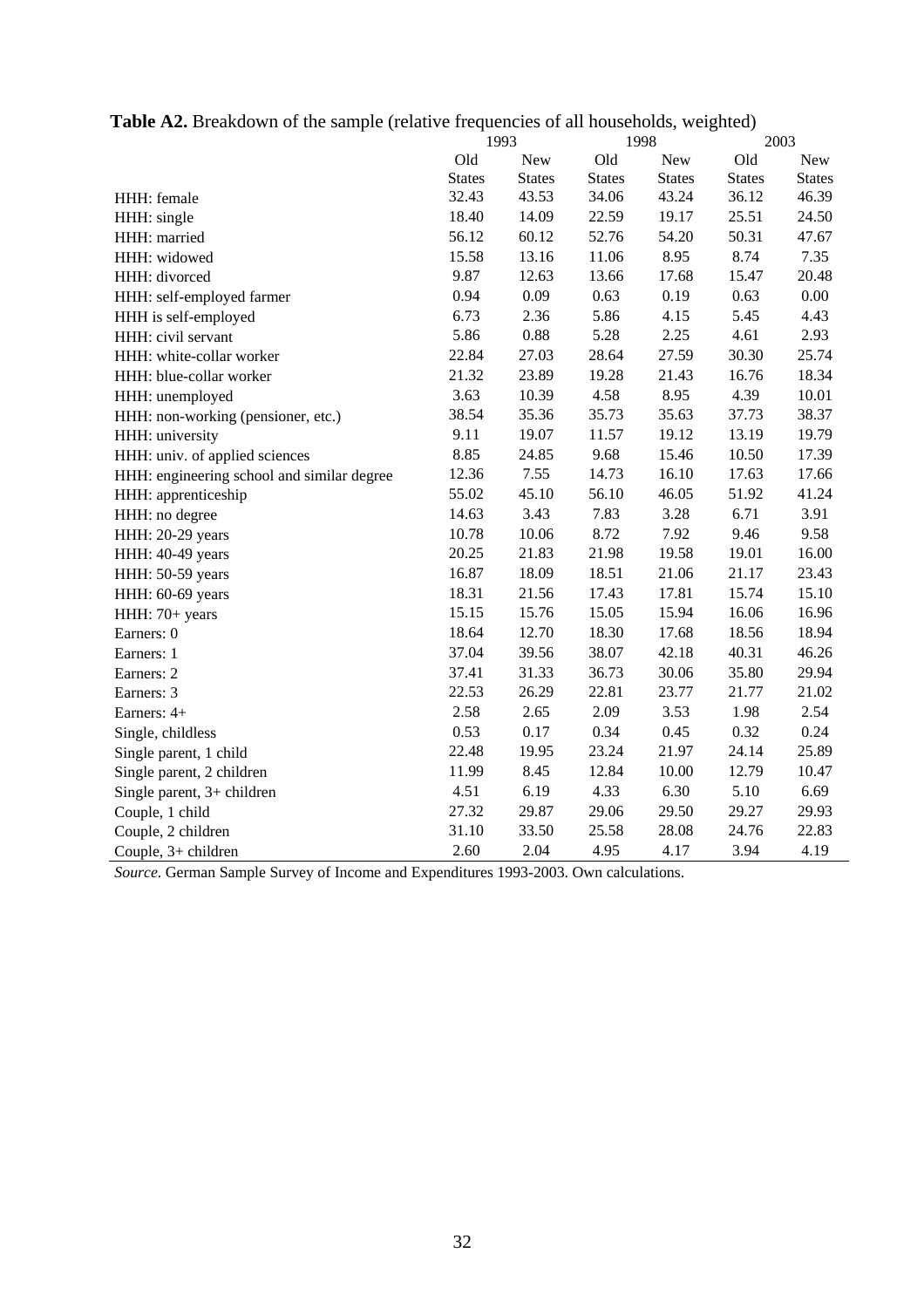**Table A2.** Breakdown of the sample (relative frequencies of all households, weighted)

| | 1993 | | 1998 | | 2003 | |
|---|---|---|---|---|---|---|
| | Old States | New States | Old States | New States | Old States | New States |
| HHH: female | 32.43 | 43.53 | 34.06 | 43.24 | 36.12 | 46.39 |
| HHH: single | 18.40 | 14.09 | 22.59 | 19.17 | 25.51 | 24.50 |
| HHH: married | 56.12 | 60.12 | 52.76 | 54.20 | 50.31 | 47.67 |
| HHH: widowed | 15.58 | 13.16 | 11.06 | 8.95 | 8.74 | 7.35 |
| HHH: divorced | 9.87 | 12.63 | 13.66 | 17.68 | 15.47 | 20.48 |
| HHH: self-employed farmer | 0.94 | 0.09 | 0.63 | 0.19 | 0.63 | 0.00 |
| HHH is self-employed | 6.73 | 2.36 | 5.86 | 4.15 | 5.45 | 4.43 |
| HHH: civil servant | 5.86 | 0.88 | 5.28 | 2.25 | 4.61 | 2.93 |
| HHH: white-collar worker | 22.84 | 27.03 | 28.64 | 27.59 | 30.30 | 25.74 |
| HHH: blue-collar worker | 21.32 | 23.89 | 19.28 | 21.43 | 16.76 | 18.34 |
| HHH: unemployed | 3.63 | 10.39 | 4.58 | 8.95 | 4.39 | 10.01 |
| HHH: non-working (pensioner, etc.) | 38.54 | 35.36 | 35.73 | 35.63 | 37.73 | 38.37 |
| HHH: university | 9.11 | 19.07 | 11.57 | 19.12 | 13.19 | 19.79 |
| HHH: univ. of applied sciences | 8.85 | 24.85 | 9.68 | 15.46 | 10.50 | 17.39 |
| HHH: engineering school and similar degree | 12.36 | 7.55 | 14.73 | 16.10 | 17.63 | 17.66 |
| HHH: apprenticeship | 55.02 | 45.10 | 56.10 | 46.05 | 51.92 | 41.24 |
| HHH: no degree | 14.63 | 3.43 | 7.83 | 3.28 | 6.71 | 3.91 |
| HHH: 20-29 years | 10.78 | 10.06 | 8.72 | 7.92 | 9.46 | 9.58 |
| HHH: 40-49 years | 20.25 | 21.83 | 21.98 | 19.58 | 19.01 | 16.00 |
| HHH: 50-59 years | 16.87 | 18.09 | 18.51 | 21.06 | 21.17 | 23.43 |
| HHH: 60-69 years | 18.31 | 21.56 | 17.43 | 17.81 | 15.74 | 15.10 |
| HHH: 70+ years | 15.15 | 15.76 | 15.05 | 15.94 | 16.06 | 16.96 |
| Earners: 0 | 18.64 | 12.70 | 18.30 | 17.68 | 18.56 | 18.94 |
| Earners: 1 | 37.04 | 39.56 | 38.07 | 42.18 | 40.31 | 46.26 |
| Earners: 2 | 37.41 | 31.33 | 36.73 | 30.06 | 35.80 | 29.94 |
| Earners: 3 | 22.53 | 26.29 | 22.81 | 23.77 | 21.77 | 21.02 |
| Earners: 4+ | 2.58 | 2.65 | 2.09 | 3.53 | 1.98 | 2.54 |
| Single, childless | 0.53 | 0.17 | 0.34 | 0.45 | 0.32 | 0.24 |
| Single parent, 1 child | 22.48 | 19.95 | 23.24 | 21.97 | 24.14 | 25.89 |
| Single parent, 2 children | 11.99 | 8.45 | 12.84 | 10.00 | 12.79 | 10.47 |
| Single parent, 3+ children | 4.51 | 6.19 | 4.33 | 6.30 | 5.10 | 6.69 |
| Couple, 1 child | 27.32 | 29.87 | 29.06 | 29.50 | 29.27 | 29.93 |
| Couple, 2 children | 31.10 | 33.50 | 25.58 | 28.08 | 24.76 | 22.83 |
| Couple, 3+ children | 2.60 | 2.04 | 4.95 | 4.17 | 3.94 | 4.19 |

*Source.* German Sample Survey of Income and Expenditures 1993-2003. Own calculations.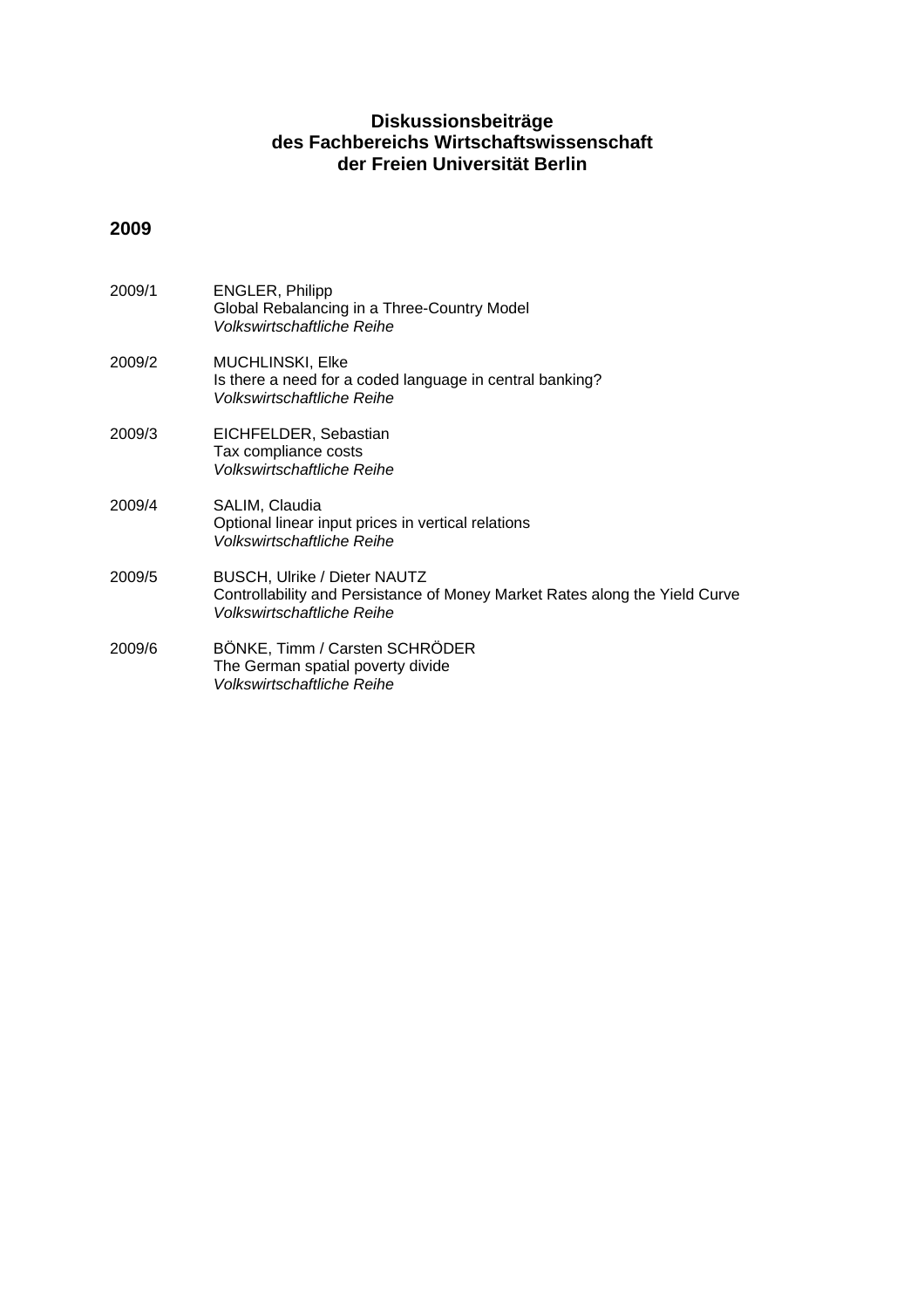**Diskussionsbeiträge**
**des Fachbereichs Wirtschaftswissenschaft**
**der Freien Universität Berlin**

## 2009

2009/1 ENGLER, Philipp
Global Rebalancing in a Three-Country Model
*Volkswirtschaftliche Reihe*

2009/2 MUCHLINSKI, Elke
Is there a need for a coded language in central banking?
*Volkswirtschaftliche Reihe*

2009/3 EICHFELDER, Sebastian
Tax compliance costs
*Volkswirtschaftliche Reihe*

2009/4 SALIM, Claudia
Optional linear input prices in vertical relations
*Volkswirtschaftliche Reihe*

2009/5 BUSCH, Ulrike / Dieter NAUTZ
Controllability and Persistance of Money Market Rates along the Yield Curve
*Volkswirtschaftliche Reihe*

2009/6 BÖNKE, Timm / Carsten SCHRÖDER
The German spatial poverty divide
*Volkswirtschaftliche Reihe*